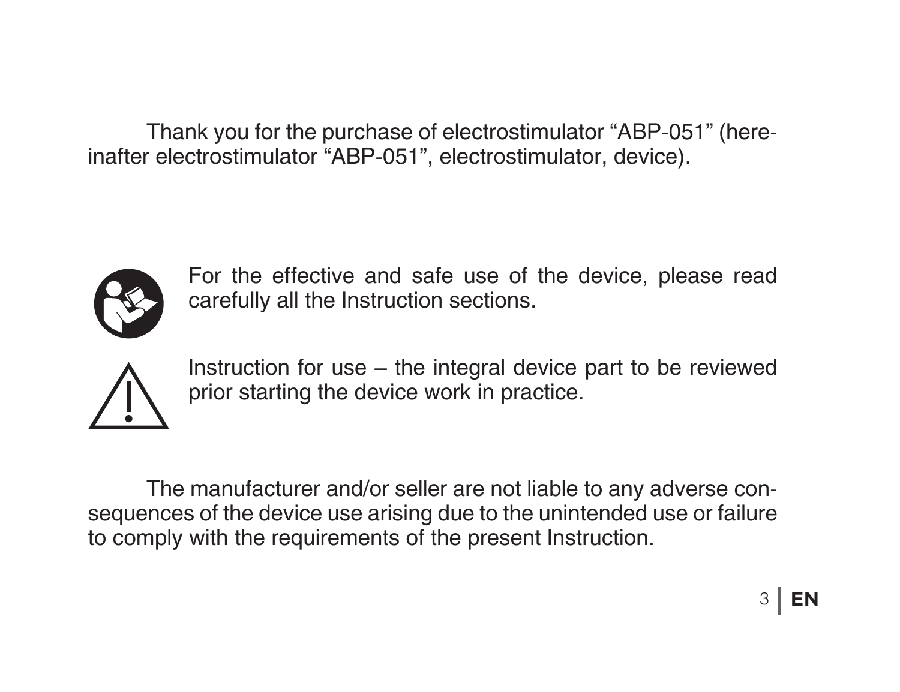Thank you for the purchase of electrostimulator “ABP-051” (hereinafter electrostimulator “ABP-051”, electrostimulator, device).

For the effective and safe use of the device, please read carefully all the Instruction sections.

Instruction for use – the integral device part to be reviewed prior starting the device work in practice.

The manufacturer and/or seller are not liable to any adverse consequences of the device use arising due to the unintended use or failure to comply with the requirements of the present Instruction.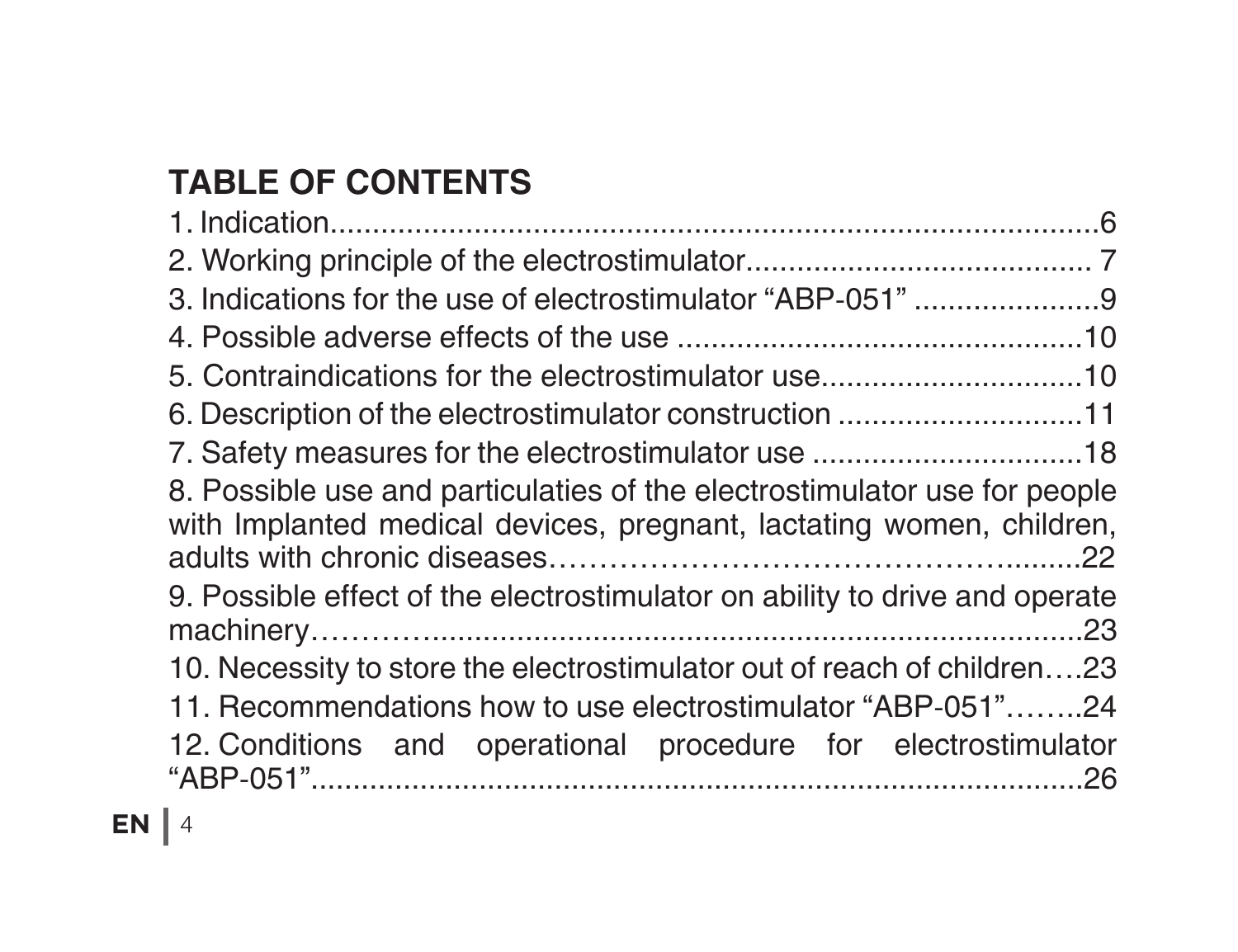## TABLE OF CONTENTS

1. Indication.....................................................................................6
2. Working principle of the electrostimulator......................................... 7
3. Indications for the use of electrostimulator "ABP-051" ......................9
4. Possible adverse effects of the use ................................................10
5. Contraindications for the electrostimulator use...............................10
6. Description of the electrostimulator construction .............................11
7. Safety measures for the electrostimulator use ................................18
8. Possible use and particulaties of the electrostimulator use for people with Implanted medical devices, pregnant, lactating women, children, adults with chronic diseases……………………………………….........22
9. Possible effect of the electrostimulator on ability to drive and operate machinery………...........................................................................23
10. Necessity to store the electrostimulator out of reach of children….23
11. Recommendations how to use electrostimulator "ABP-051"……..24
12. Conditions and operational procedure for electrostimulator "ABP-051"...........................................................................................26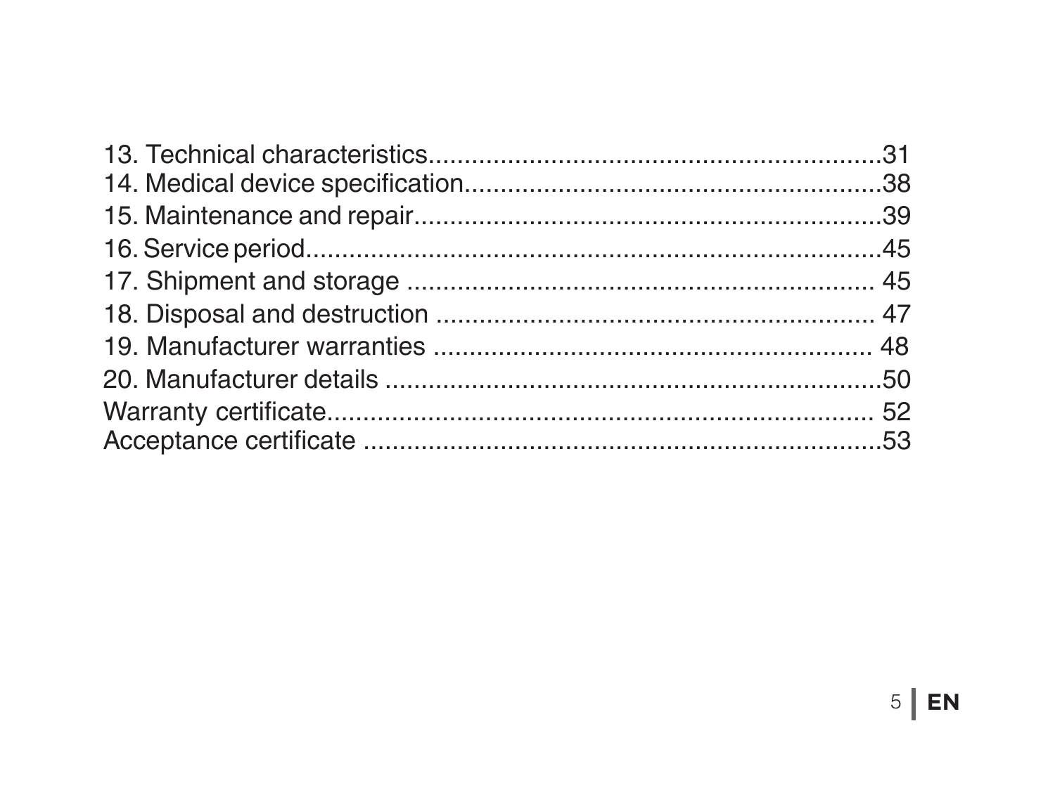13. Technical characteristics................................................................31
14. Medical device specification............................................................38
15. Maintenance and repair...................................................................39
16. Service period.....................................................................................45
17. Shipment and storage ..................................................................... 45
18. Disposal and destruction ............................................................... 47
19. Manufacturer warranties ................................................................ 48
20. Manufacturer details ..........................................................................50
Warranty certificate............................................................................ 52
Acceptance certificate ...........................................................................53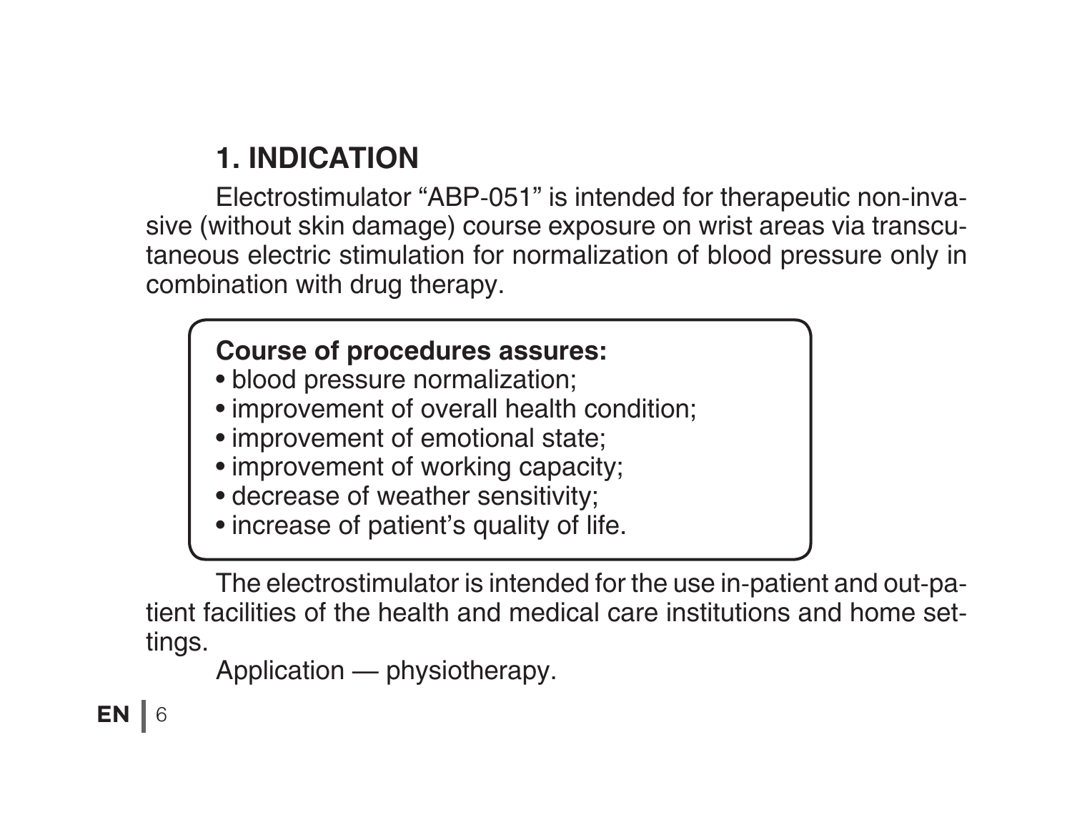## 1. INDICATION

Electrostimulator “ABP-051” is intended for therapeutic non-invasive (without skin damage) course exposure on wrist areas via transcutaneous electric stimulation for normalization of blood pressure only in combination with drug therapy.

**Course of procedures assures:**

- blood pressure normalization;
- improvement of overall health condition;
- improvement of emotional state;
- improvement of working capacity;
- decrease of weather sensitivity;
- increase of patient’s quality of life.

The electrostimulator is intended for the use in-patient and out-patient facilities of the health and medical care institutions and home settings.

Application — physiotherapy.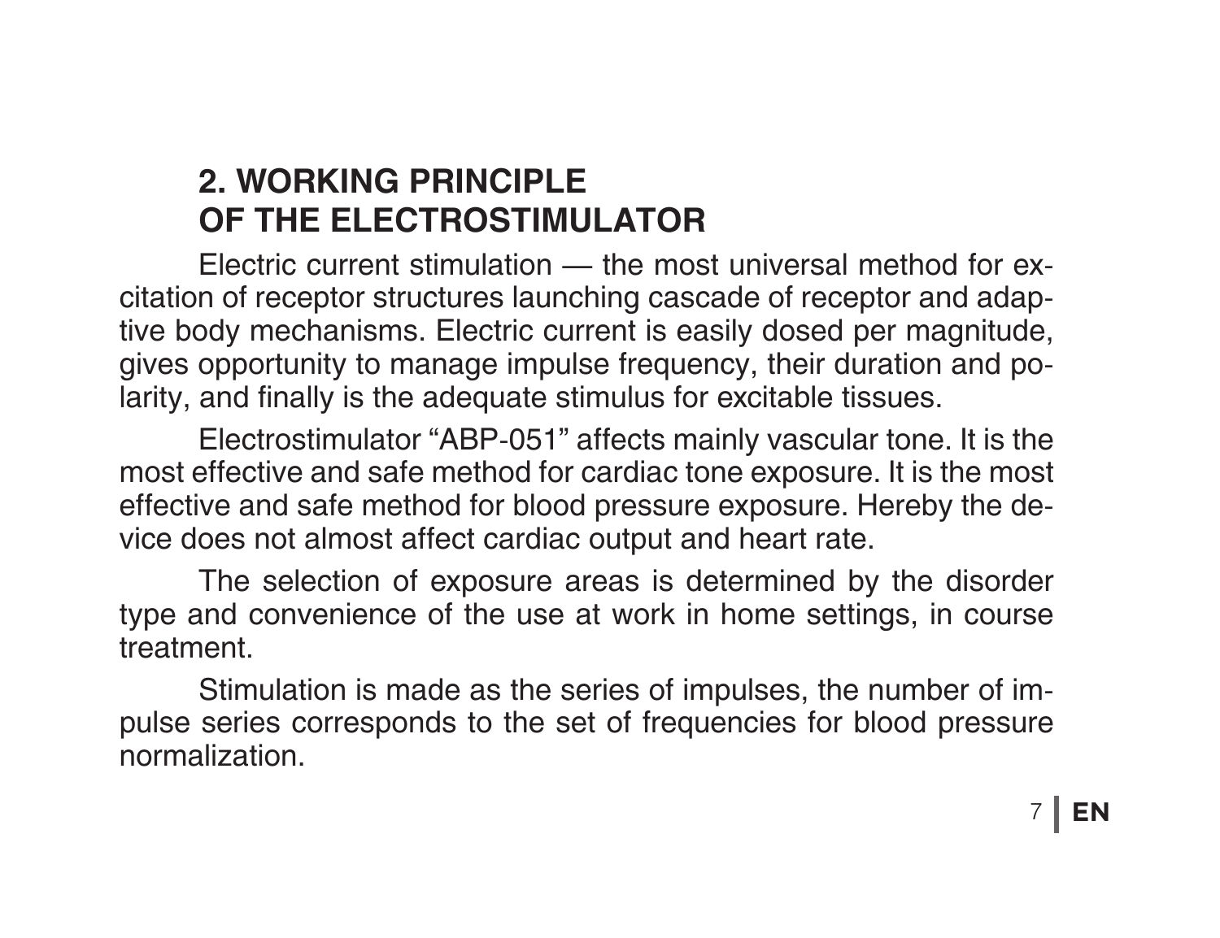## 2. WORKING PRINCIPLE OF THE ELECTROSTIMULATOR

Electric current stimulation — the most universal method for excitation of receptor structures launching cascade of receptor and adaptive body mechanisms. Electric current is easily dosed per magnitude, gives opportunity to manage impulse frequency, their duration and polarity, and finally is the adequate stimulus for excitable tissues.

Electrostimulator "ABP-051" affects mainly vascular tone. It is the most effective and safe method for cardiac tone exposure. It is the most effective and safe method for blood pressure exposure. Hereby the device does not almost affect cardiac output and heart rate.

The selection of exposure areas is determined by the disorder type and convenience of the use at work in home settings, in course treatment.

Stimulation is made as the series of impulses, the number of impulse series corresponds to the set of frequencies for blood pressure normalization.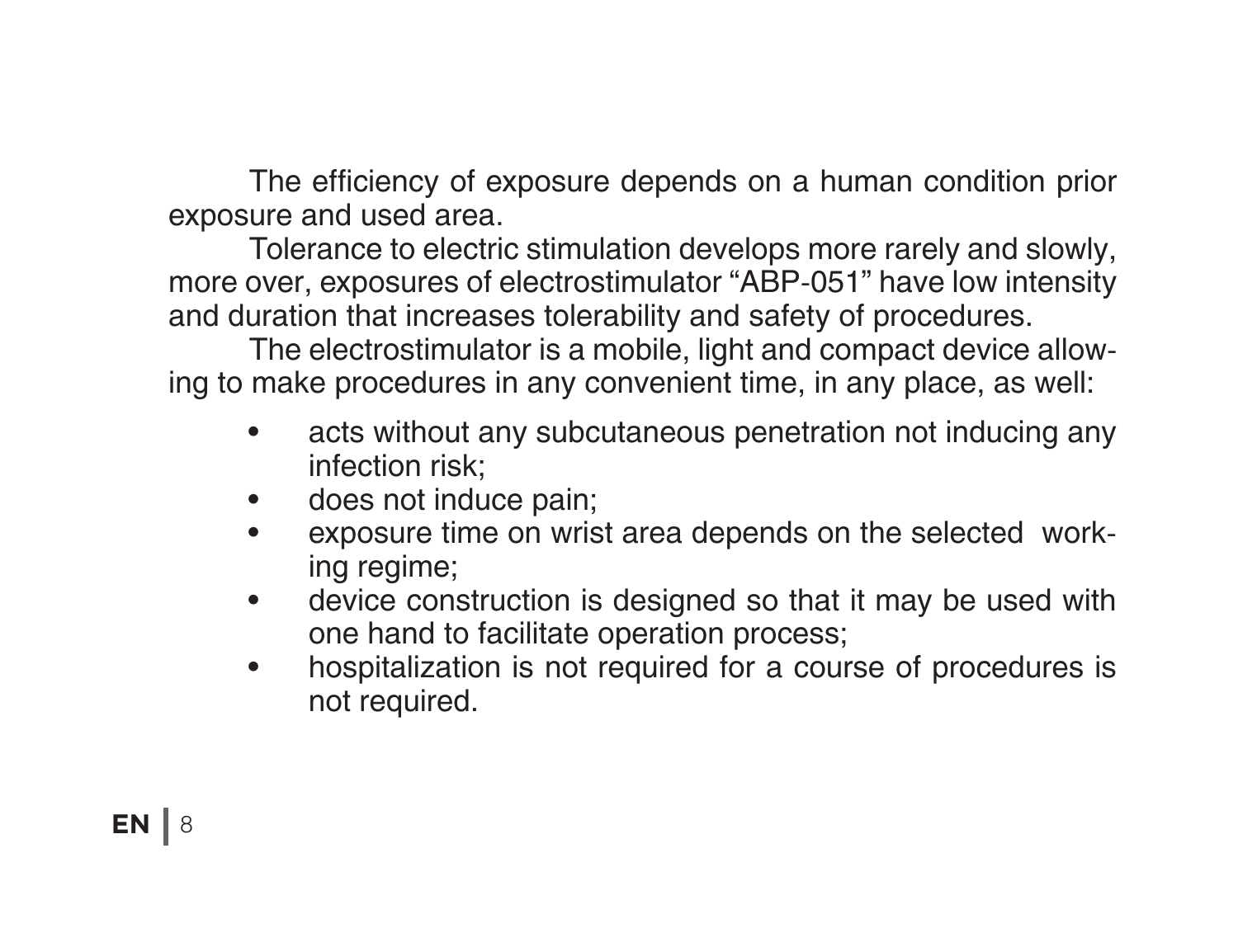The efficiency of exposure depends on a human condition prior exposure and used area.

Tolerance to electric stimulation develops more rarely and slowly, more over, exposures of electrostimulator “ABP-051” have low intensity and duration that increases tolerability and safety of procedures.

The electrostimulator is a mobile, light and compact device allowing to make procedures in any convenient time, in any place, as well:

- acts without any subcutaneous penetration not inducing any infection risk;
- does not induce pain;
- exposure time on wrist area depends on the selected working regime;
- device construction is designed so that it may be used with one hand to facilitate operation process;
- hospitalization is not required for a course of procedures is not required.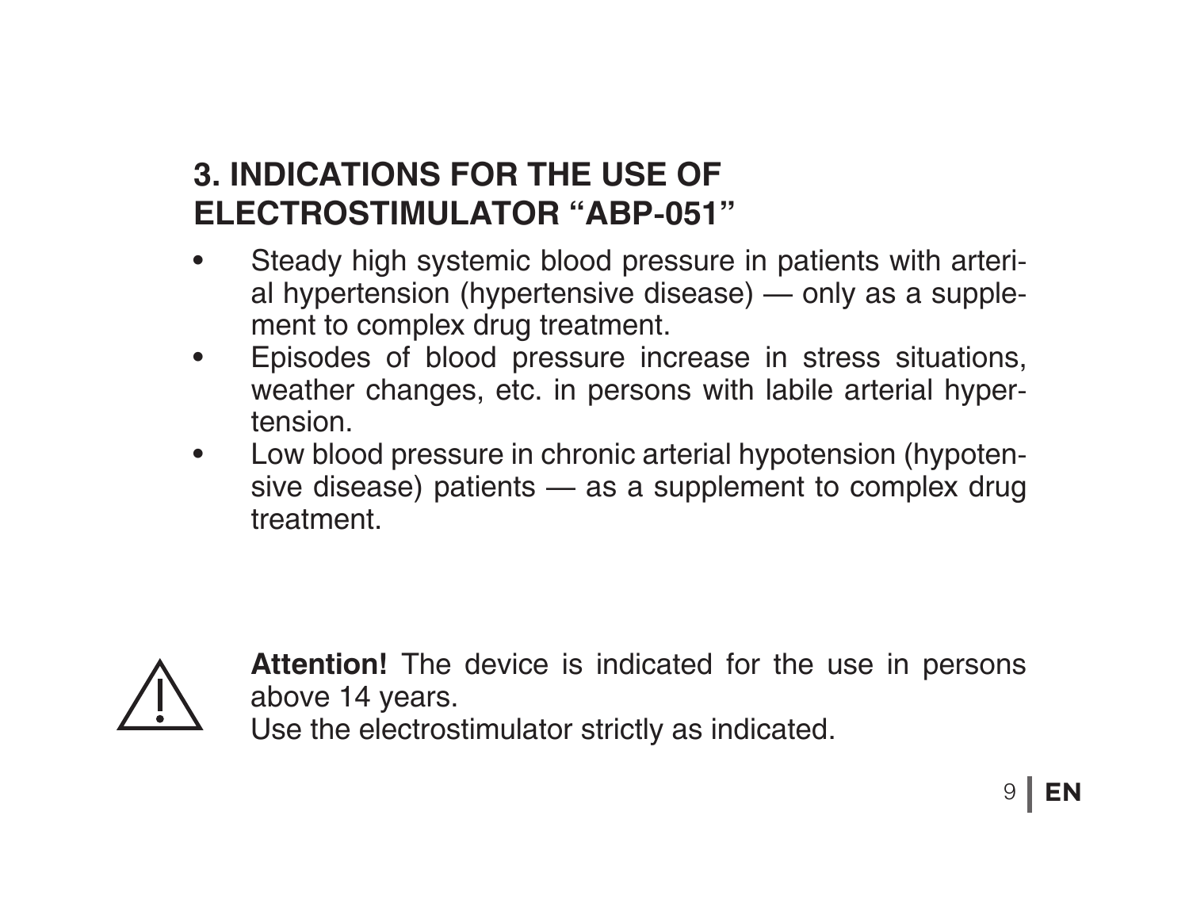## 3. INDICATIONS FOR THE USE OF ELECTROSTIMULATOR "ABP-051"

- Steady high systemic blood pressure in patients with arterial hypertension (hypertensive disease) — only as a supplement to complex drug treatment.
- Episodes of blood pressure increase in stress situations, weather changes, etc. in persons with labile arterial hypertension.
- Low blood pressure in chronic arterial hypotension (hypotensive disease) patients — as a supplement to complex drug treatment.

⚠ **Attention!** The device is indicated for the use in persons above 14 years.
Use the electrostimulator strictly as indicated.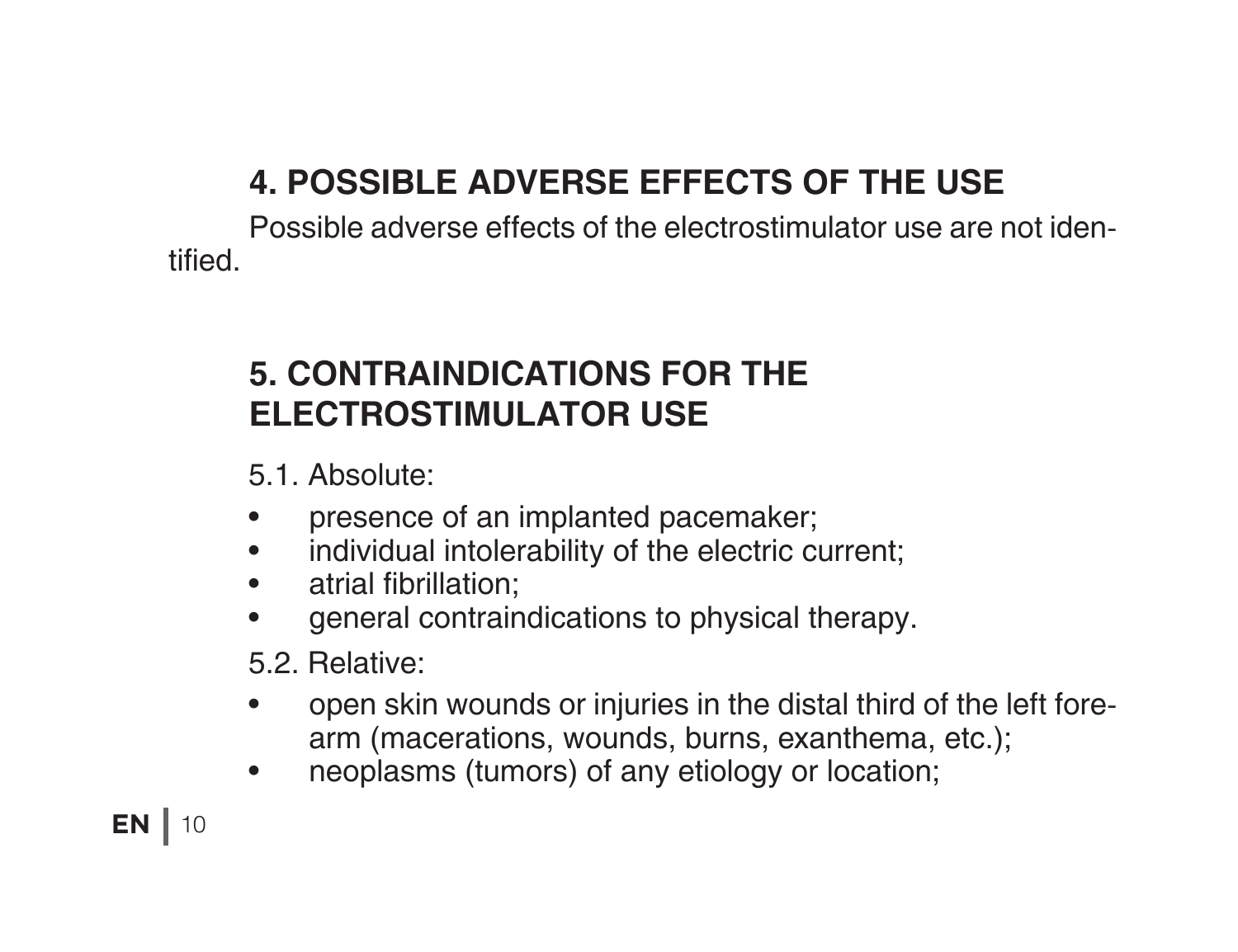## 4. POSSIBLE ADVERSE EFFECTS OF THE USE

Possible adverse effects of the electrostimulator use are not identified.

## 5. CONTRAINDICATIONS FOR THE ELECTROSTIMULATOR USE

5.1. Absolute:

- presence of an implanted pacemaker;
- individual intolerability of the electric current;
- atrial fibrillation;
- general contraindications to physical therapy.

5.2. Relative:

- open skin wounds or injuries in the distal third of the left forearm (macerations, wounds, burns, exanthema, etc.);
- neoplasms (tumors) of any etiology or location;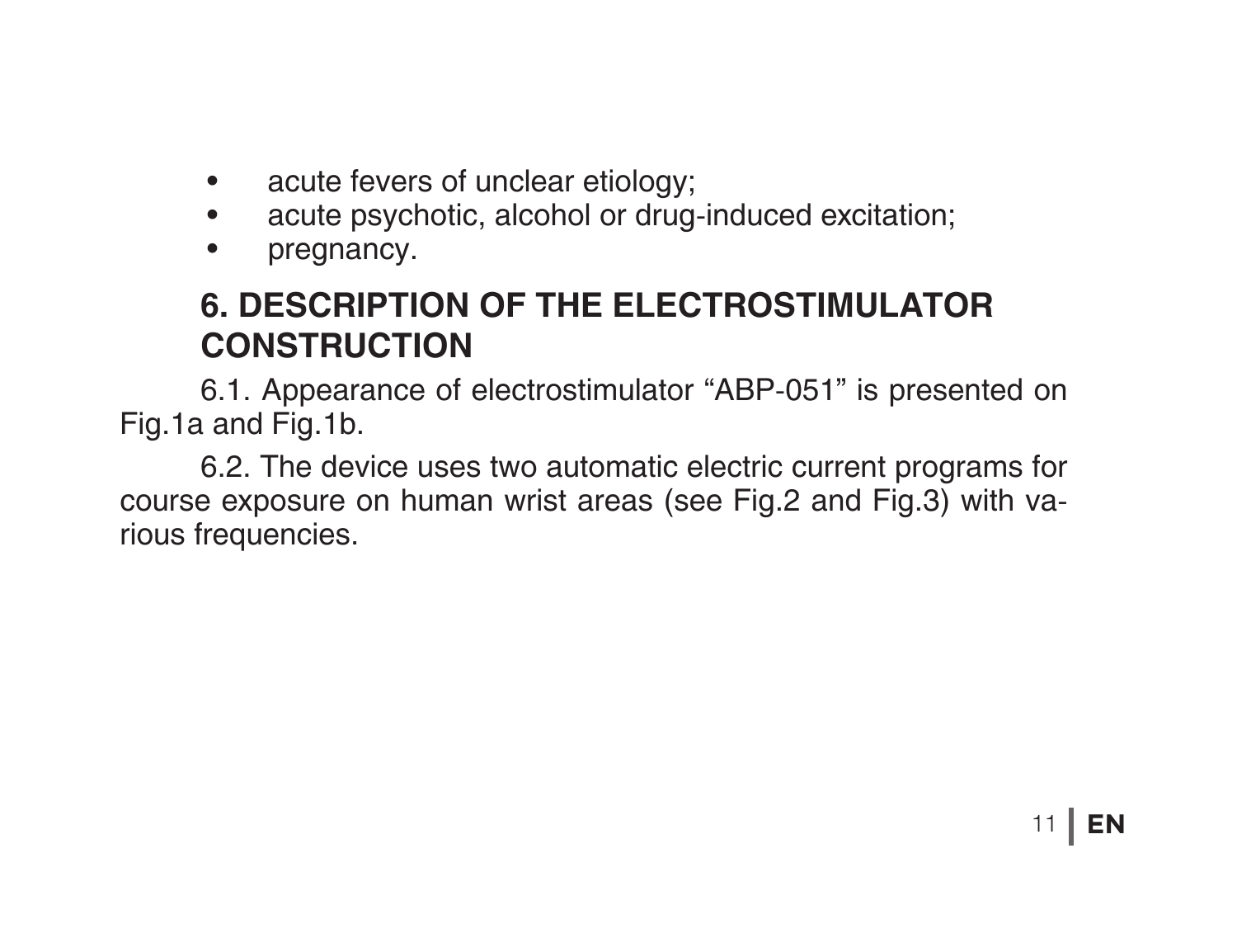- acute fevers of unclear etiology;
- acute psychotic, alcohol or drug-induced excitation;
- pregnancy.

## 6. DESCRIPTION OF THE ELECTROSTIMULATOR CONSTRUCTION

6.1. Appearance of electrostimulator “ABP-051” is presented on Fig.1a and Fig.1b.

6.2. The device uses two automatic electric current programs for course exposure on human wrist areas (see Fig.2 and Fig.3) with various frequencies.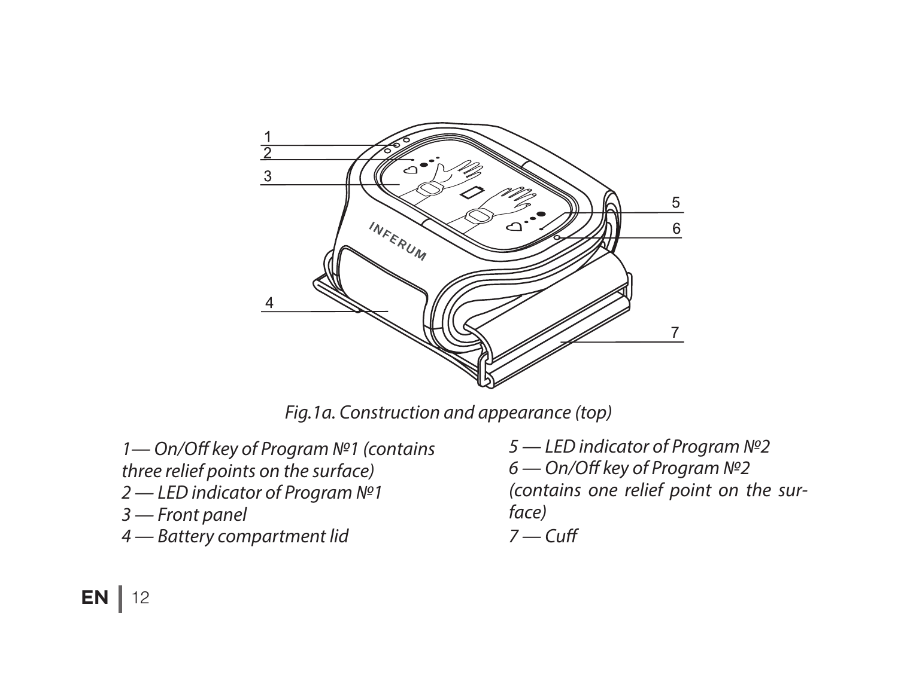*Fig.1a. Construction and appearance (top)*

*1— On/Off key of Program №1 (contains three relief points on the surface)*
*2 — LED indicator of Program №1*
*3 — Front panel*
*4 — Battery compartment lid*
*5 — LED indicator of Program №2*
*6 — On/Off key of Program №2 (contains one relief point on the surface)*
*7 — Cuff*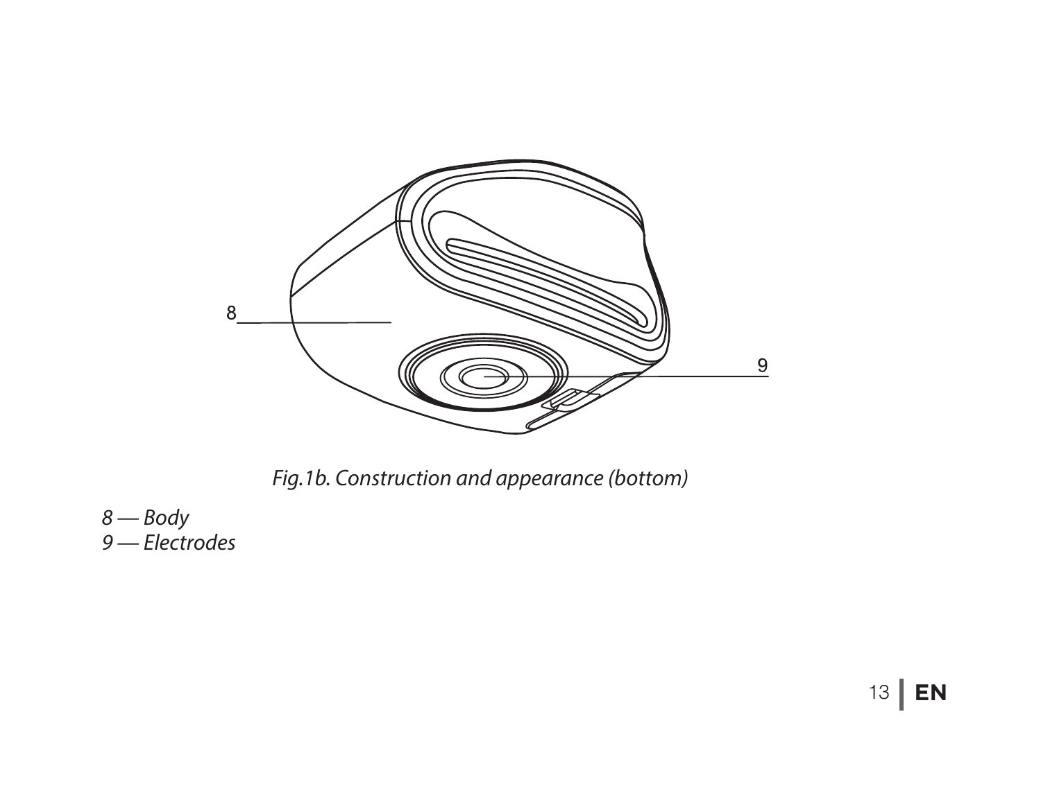*Fig.1b. Construction and appearance (bottom)*

*8 — Body*
*9 — Electrodes*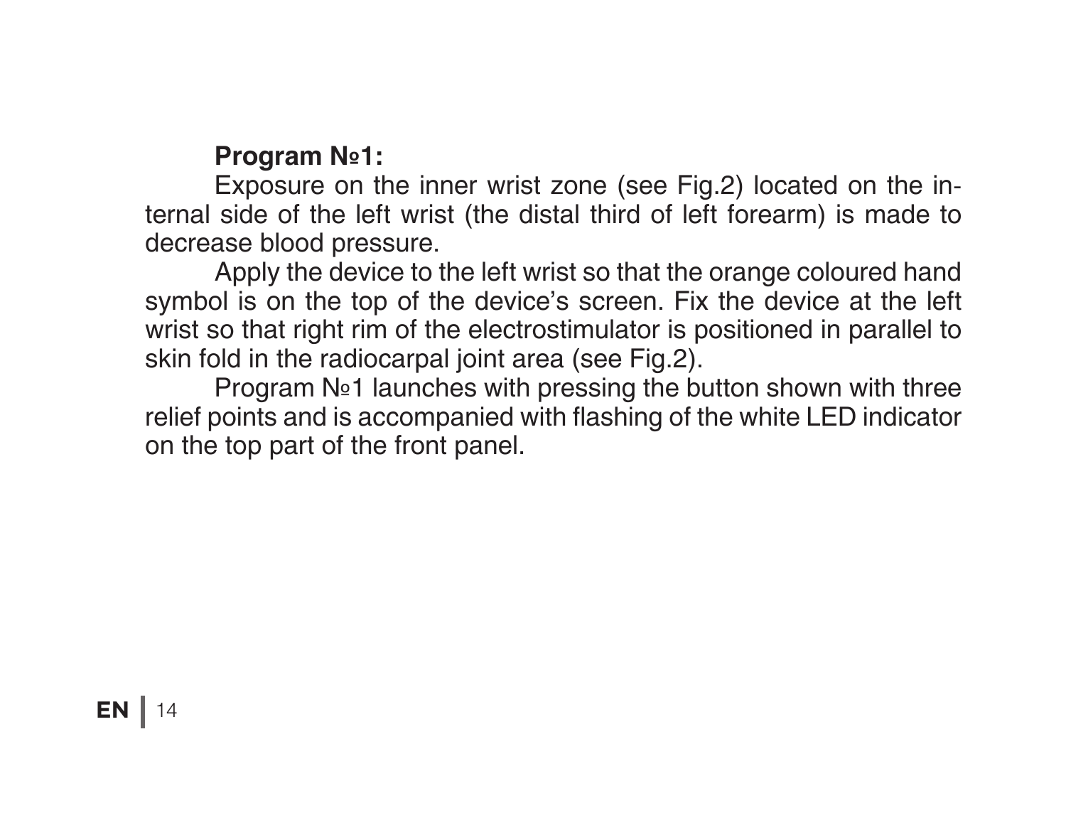**Program №1:**

Exposure on the inner wrist zone (see Fig.2) located on the internal side of the left wrist (the distal third of left forearm) is made to decrease blood pressure.

Apply the device to the left wrist so that the orange coloured hand symbol is on the top of the device's screen. Fix the device at the left wrist so that right rim of the electrostimulator is positioned in parallel to skin fold in the radiocarpal joint area (see Fig.2).

Program №1 launches with pressing the button shown with three relief points and is accompanied with flashing of the white LED indicator on the top part of the front panel.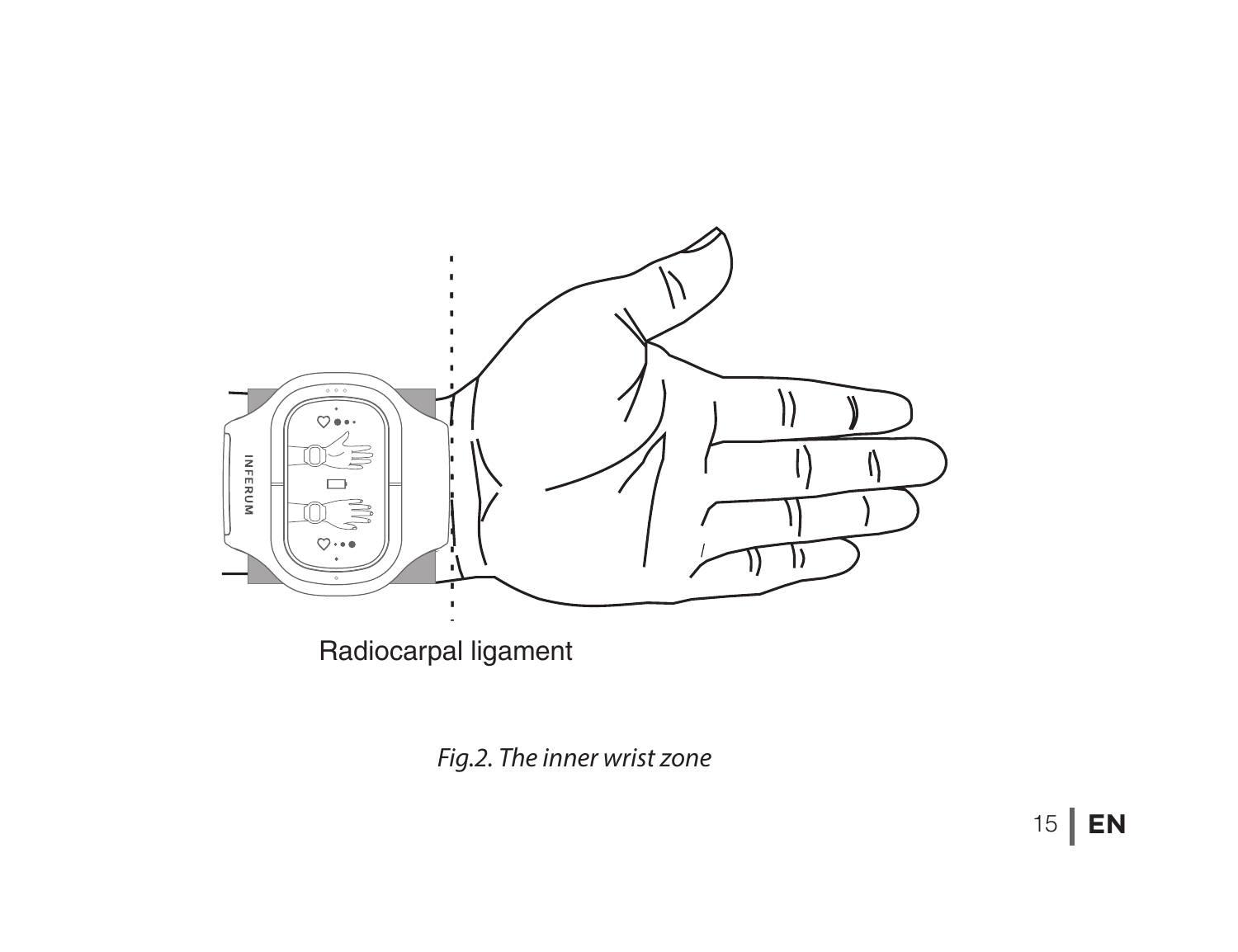Radiocarpal ligament

*Fig.2. The inner wrist zone*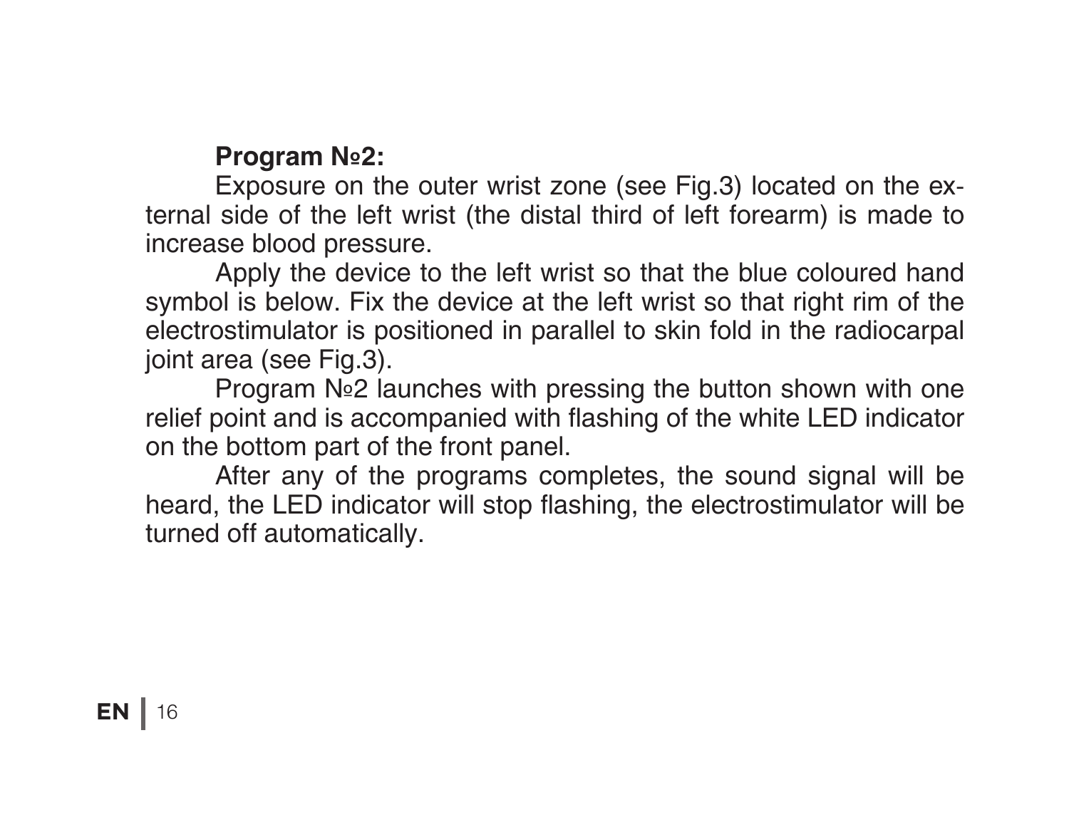**Program №2:**

Exposure on the outer wrist zone (see Fig.3) located on the external side of the left wrist (the distal third of left forearm) is made to increase blood pressure.

Apply the device to the left wrist so that the blue coloured hand symbol is below. Fix the device at the left wrist so that right rim of the electrostimulator is positioned in parallel to skin fold in the radiocarpal joint area (see Fig.3).

Program №2 launches with pressing the button shown with one relief point and is accompanied with flashing of the white LED indicator on the bottom part of the front panel.

After any of the programs completes, the sound signal will be heard, the LED indicator will stop flashing, the electrostimulator will be turned off automatically.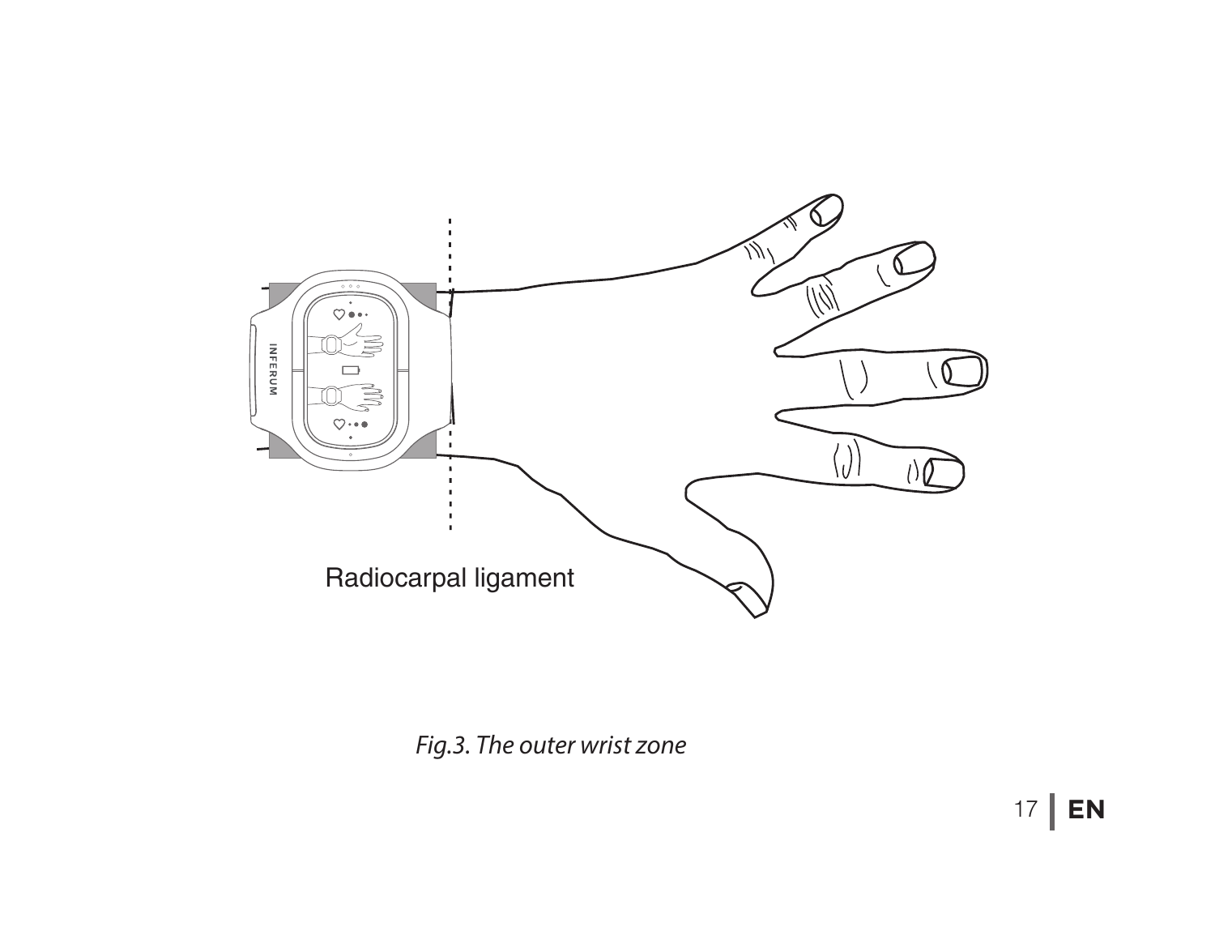Radiocarpal ligament

*Fig.3. The outer wrist zone*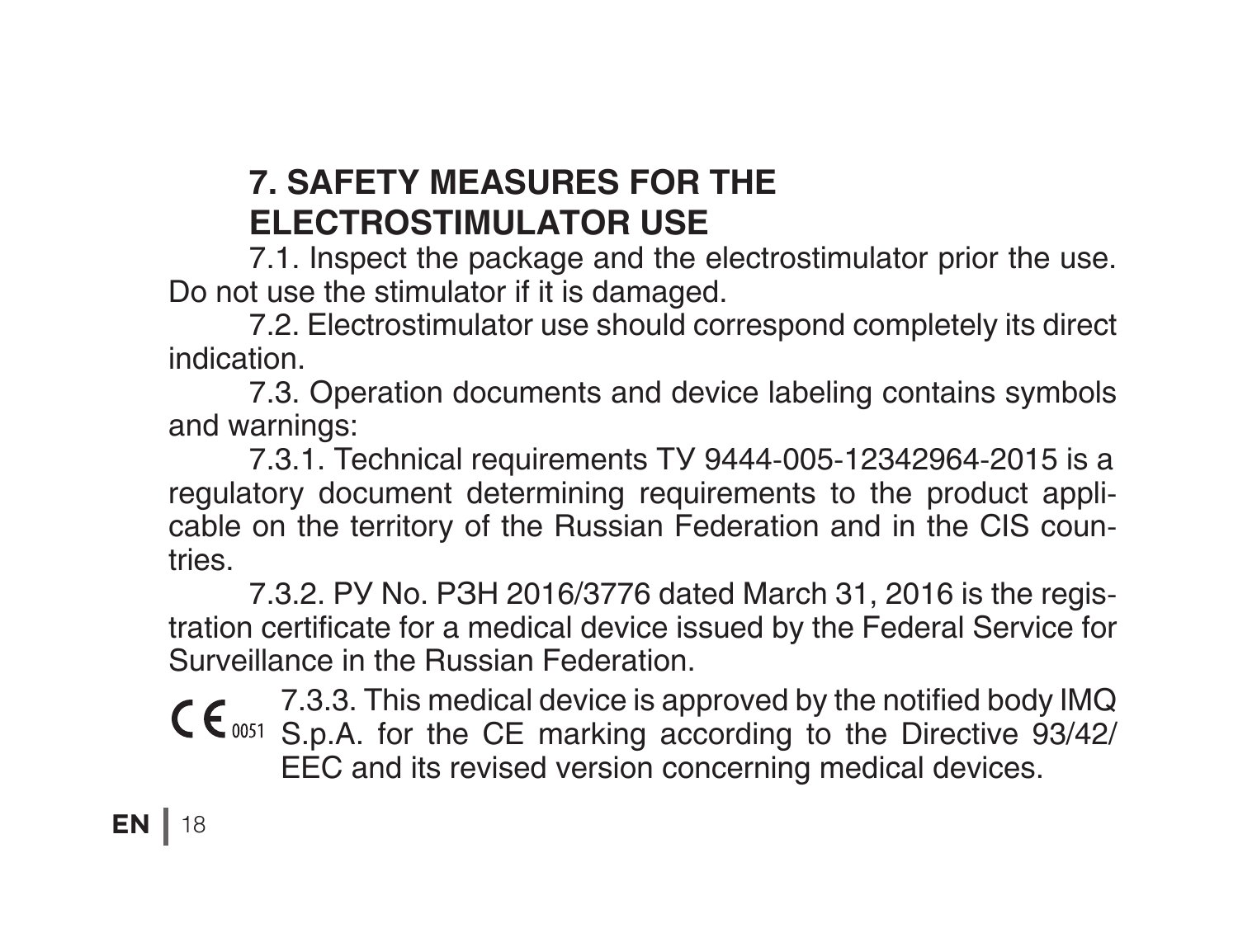## 7. SAFETY MEASURES FOR THE ELECTROSTIMULATOR USE

7.1. Inspect the package and the electrostimulator prior the use. Do not use the stimulator if it is damaged.

7.2. Electrostimulator use should correspond completely its direct indication.

7.3. Operation documents and device labeling contains symbols and warnings:

7.3.1. Technical requirements ТУ 9444-005-12342964-2015 is a regulatory document determining requirements to the product applicable on the territory of the Russian Federation and in the CIS countries.

7.3.2. РУ No. РЗН 2016/3776 dated March 31, 2016 is the registration certificate for a medical device issued by the Federal Service for Surveillance in the Russian Federation.

CE 0051 7.3.3. This medical device is approved by the notified body IMQ S.p.A. for the CE marking according to the Directive 93/42/EEC and its revised version concerning medical devices.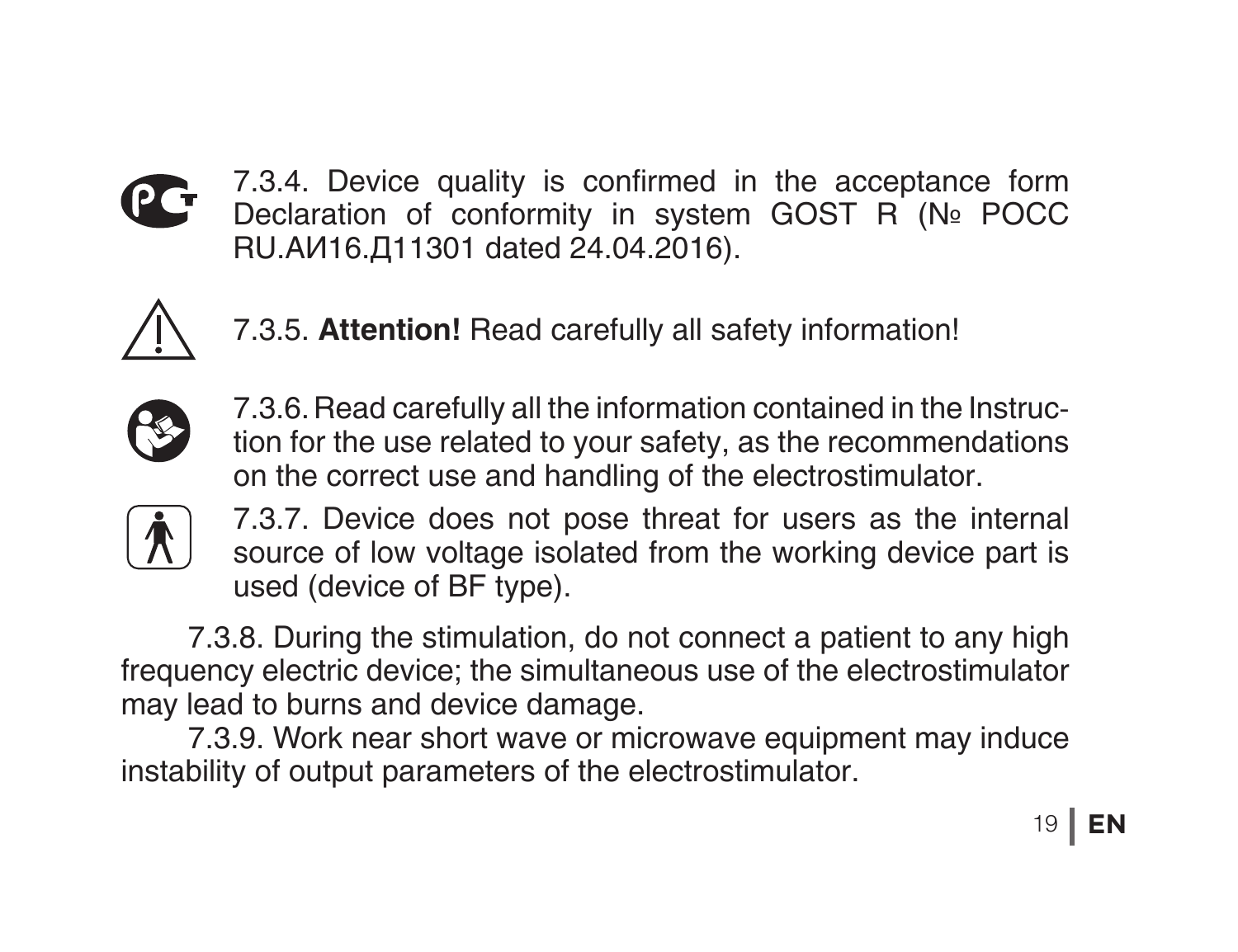7.3.4. Device quality is confirmed in the acceptance form Declaration of conformity in system GOST R (№ РОСС RU.АИ16.Д11301 dated 24.04.2016).

7.3.5. **Attention!** Read carefully all safety information!

7.3.6. Read carefully all the information contained in the Instruction for the use related to your safety, as the recommendations on the correct use and handling of the electrostimulator.

7.3.7. Device does not pose threat for users as the internal source of low voltage isolated from the working device part is used (device of BF type).

7.3.8. During the stimulation, do not connect a patient to any high frequency electric device; the simultaneous use of the electrostimulator may lead to burns and device damage.

7.3.9. Work near short wave or microwave equipment may induce instability of output parameters of the electrostimulator.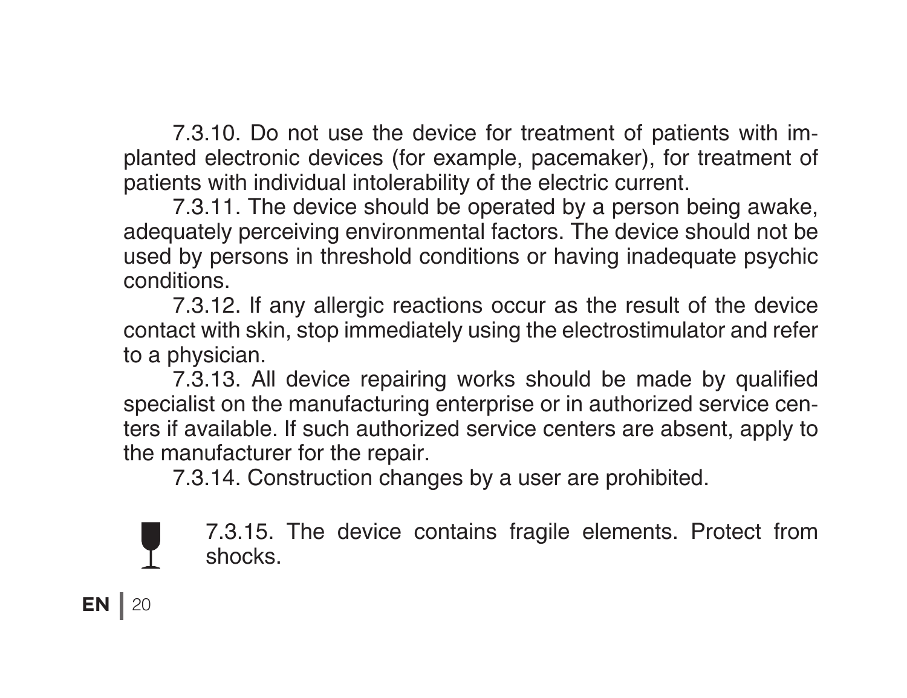7.3.10. Do not use the device for treatment of patients with implanted electronic devices (for example, pacemaker), for treatment of patients with individual intolerability of the electric current.

7.3.11. The device should be operated by a person being awake, adequately perceiving environmental factors. The device should not be used by persons in threshold conditions or having inadequate psychic conditions.

7.3.12. If any allergic reactions occur as the result of the device contact with skin, stop immediately using the electrostimulator and refer to a physician.

7.3.13. All device repairing works should be made by qualified specialist on the manufacturing enterprise or in authorized service centers if available. If such authorized service centers are absent, apply to the manufacturer for the repair.

7.3.14. Construction changes by a user are prohibited.

7.3.15. The device contains fragile elements. Protect from shocks.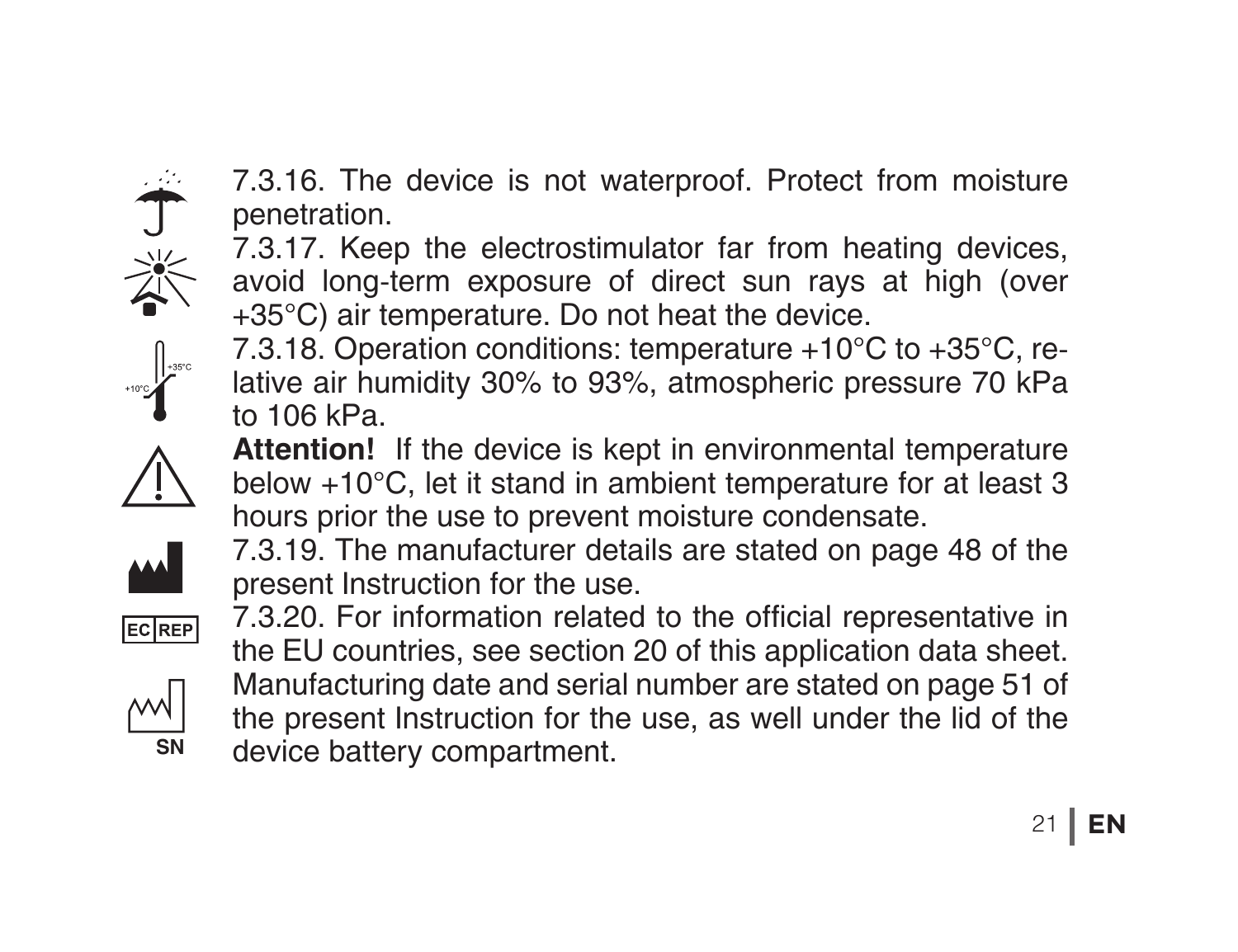7.3.16. The device is not waterproof. Protect from moisture penetration.

7.3.17. Keep the electrostimulator far from heating devices, avoid long-term exposure of direct sun rays at high (over +35°C) air temperature. Do not heat the device.

7.3.18. Operation conditions: temperature +10°C to +35°C, relative air humidity 30% to 93%, atmospheric pressure 70 kPa to 106 kPa.

**Attention!** If the device is kept in environmental temperature below +10°C, let it stand in ambient temperature for at least 3 hours prior the use to prevent moisture condensate.

7.3.19. The manufacturer details are stated on page 48 of the present Instruction for the use.

7.3.20. For information related to the official representative in the EU countries, see section 20 of this application data sheet.

Manufacturing date and serial number are stated on page 51 of the present Instruction for the use, as well under the lid of the device battery compartment.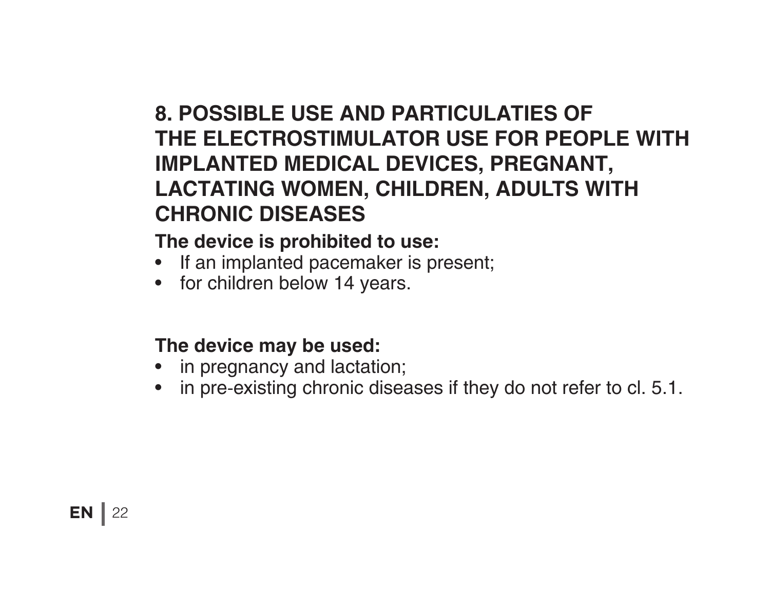## 8. POSSIBLE USE AND PARTICULATIES OF THE ELECTROSTIMULATOR USE FOR PEOPLE WITH IMPLANTED MEDICAL DEVICES, PREGNANT, LACTATING WOMEN, CHILDREN, ADULTS WITH CHRONIC DISEASES

**The device is prohibited to use:**

- If an implanted pacemaker is present;
- for children below 14 years.

**The device may be used:**

- in pregnancy and lactation;
- in pre-existing chronic diseases if they do not refer to cl. 5.1.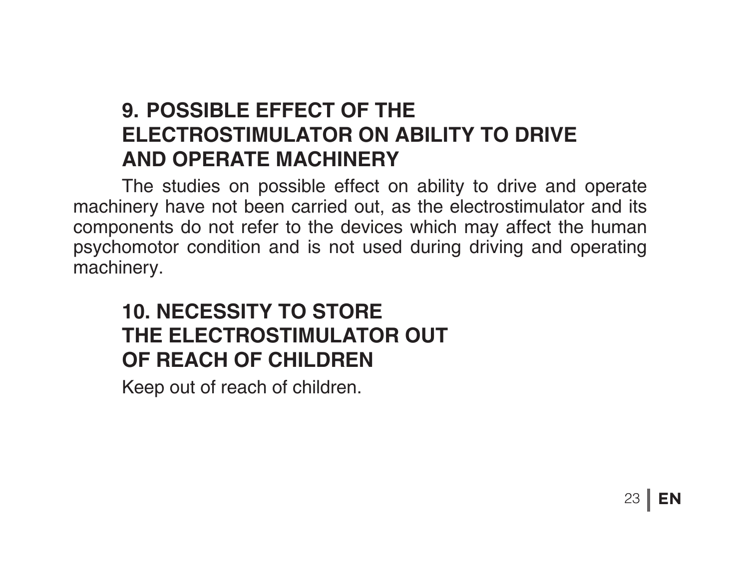## 9. POSSIBLE EFFECT OF THE ELECTROSTIMULATOR ON ABILITY TO DRIVE AND OPERATE MACHINERY

The studies on possible effect on ability to drive and operate machinery have not been carried out, as the electrostimulator and its components do not refer to the devices which may affect the human psychomotor condition and is not used during driving and operating machinery.

## 10. NECESSITY TO STORE THE ELECTROSTIMULATOR OUT OF REACH OF CHILDREN

Keep out of reach of children.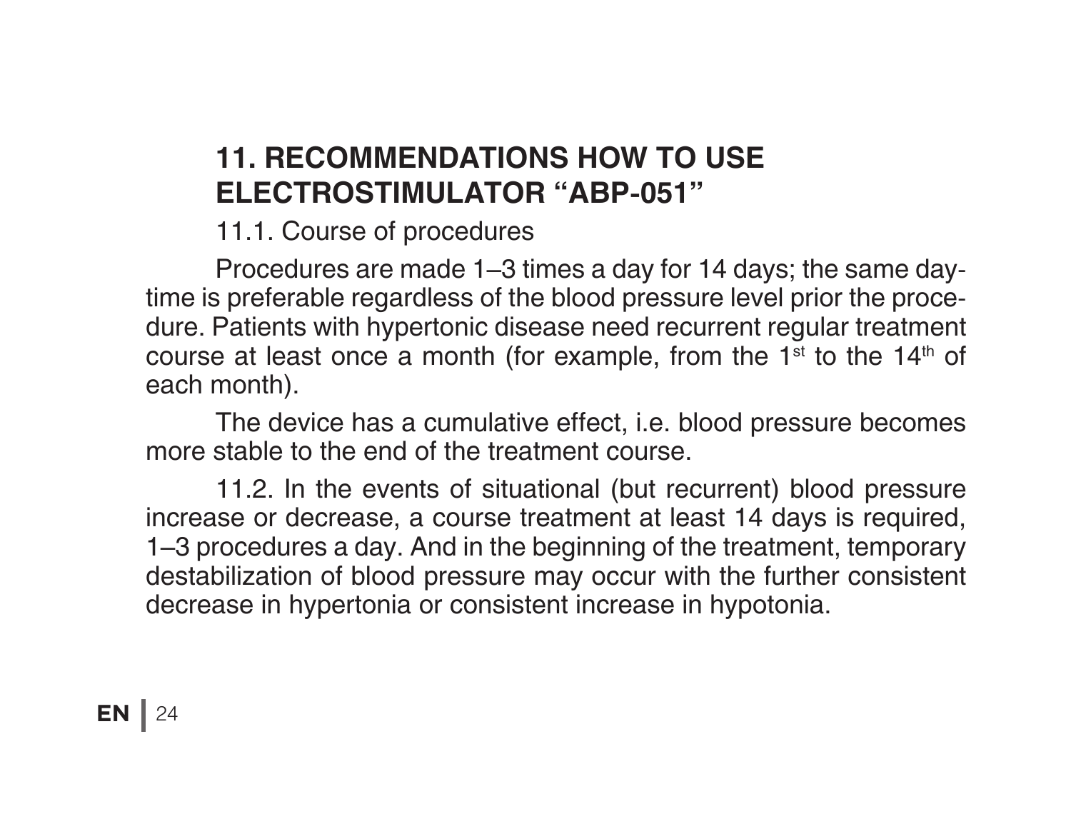## 11. RECOMMENDATIONS HOW TO USE ELECTROSTIMULATOR "ABP-051"

11.1. Course of procedures

Procedures are made 1–3 times a day for 14 days; the same daytime is preferable regardless of the blood pressure level prior the procedure. Patients with hypertonic disease need recurrent regular treatment course at least once a month (for example, from the 1st to the 14th of each month).

The device has a cumulative effect, i.e. blood pressure becomes more stable to the end of the treatment course.

11.2. In the events of situational (but recurrent) blood pressure increase or decrease, a course treatment at least 14 days is required, 1–3 procedures a day. And in the beginning of the treatment, temporary destabilization of blood pressure may occur with the further consistent decrease in hypertonia or consistent increase in hypotonia.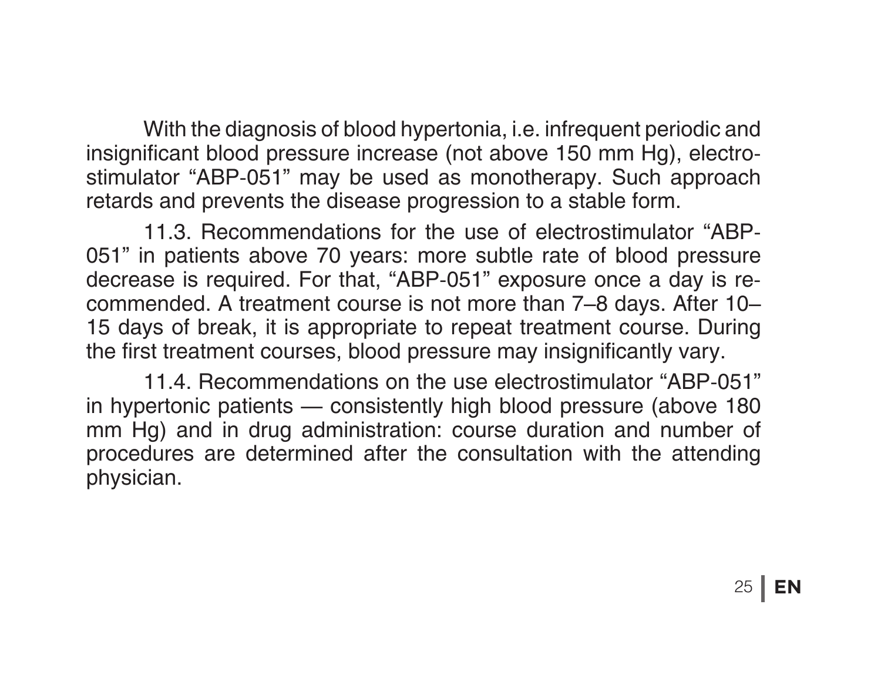With the diagnosis of blood hypertonia, i.e. infrequent periodic and insignificant blood pressure increase (not above 150 mm Hg), electrostimulator "ABP-051" may be used as monotherapy. Such approach retards and prevents the disease progression to a stable form.

11.3. Recommendations for the use of electrostimulator "ABP-051" in patients above 70 years: more subtle rate of blood pressure decrease is required. For that, "ABP-051" exposure once a day is recommended. A treatment course is not more than 7–8 days. After 10–15 days of break, it is appropriate to repeat treatment course. During the first treatment courses, blood pressure may insignificantly vary.

11.4. Recommendations on the use electrostimulator "ABP-051" in hypertonic patients — consistently high blood pressure (above 180 mm Hg) and in drug administration: course duration and number of procedures are determined after the consultation with the attending physician.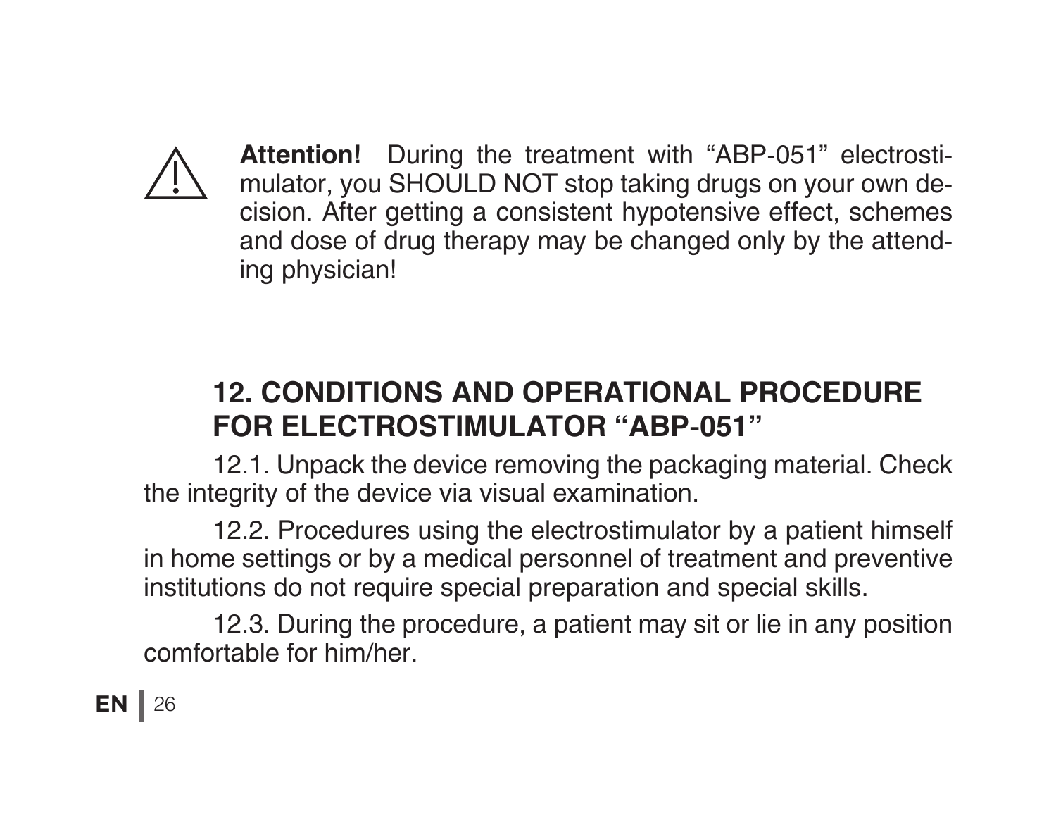⚠ **Attention!** During the treatment with "ABP-051" electrostimulator, you SHOULD NOT stop taking drugs on your own decision. After getting a consistent hypotensive effect, schemes and dose of drug therapy may be changed only by the attending physician!

## 12. CONDITIONS AND OPERATIONAL PROCEDURE FOR ELECTROSTIMULATOR "ABP-051"

12.1. Unpack the device removing the packaging material. Check the integrity of the device via visual examination.

12.2. Procedures using the electrostimulator by a patient himself in home settings or by a medical personnel of treatment and preventive institutions do not require special preparation and special skills.

12.3. During the procedure, a patient may sit or lie in any position comfortable for him/her.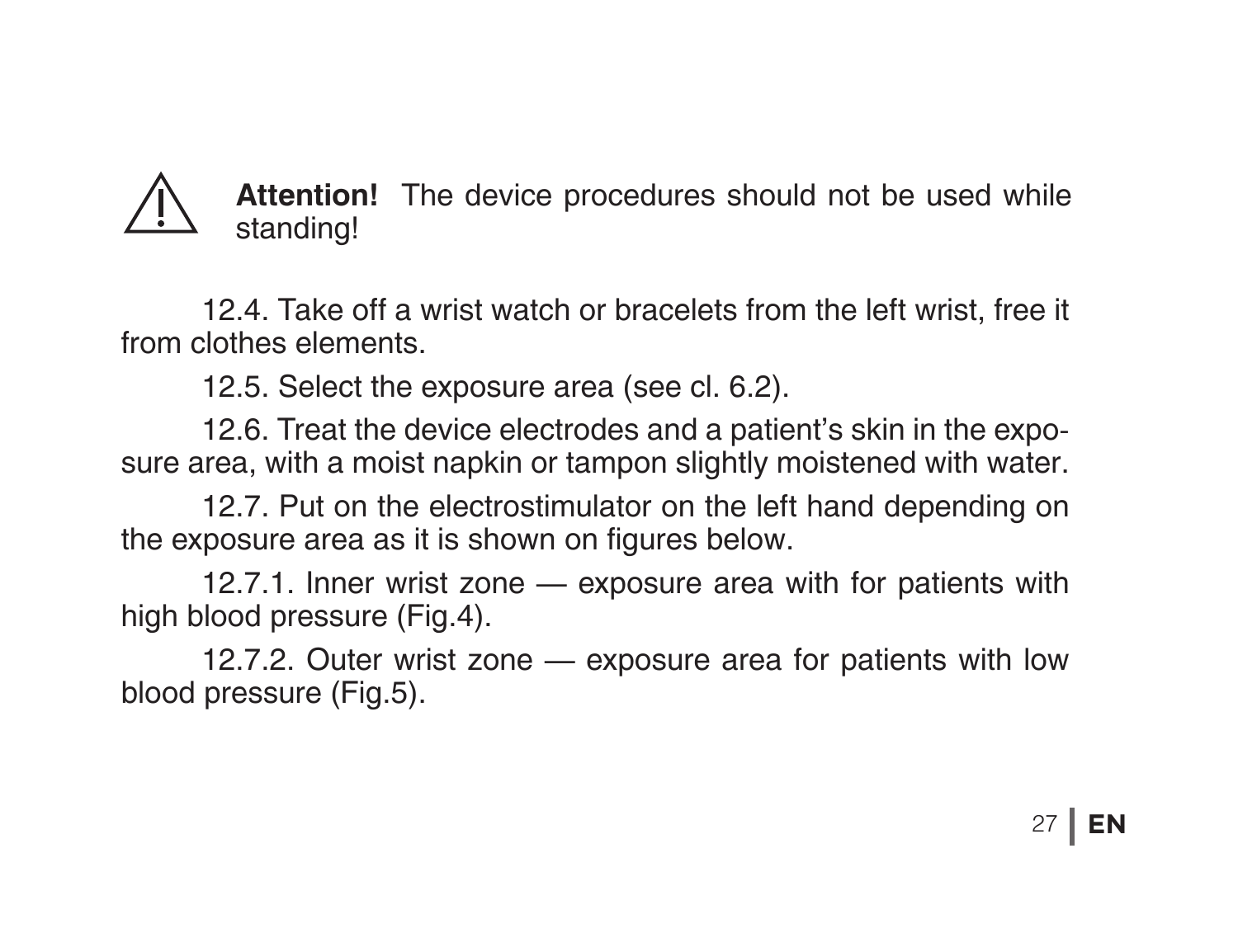⚠ **Attention!** The device procedures should not be used while standing!

12.4. Take off a wrist watch or bracelets from the left wrist, free it from clothes elements.

12.5. Select the exposure area (see cl. 6.2).

12.6. Treat the device electrodes and a patient's skin in the exposure area, with a moist napkin or tampon slightly moistened with water.

12.7. Put on the electrostimulator on the left hand depending on the exposure area as it is shown on figures below.

12.7.1. Inner wrist zone — exposure area with for patients with high blood pressure (Fig.4).

12.7.2. Outer wrist zone — exposure area for patients with low blood pressure (Fig.5).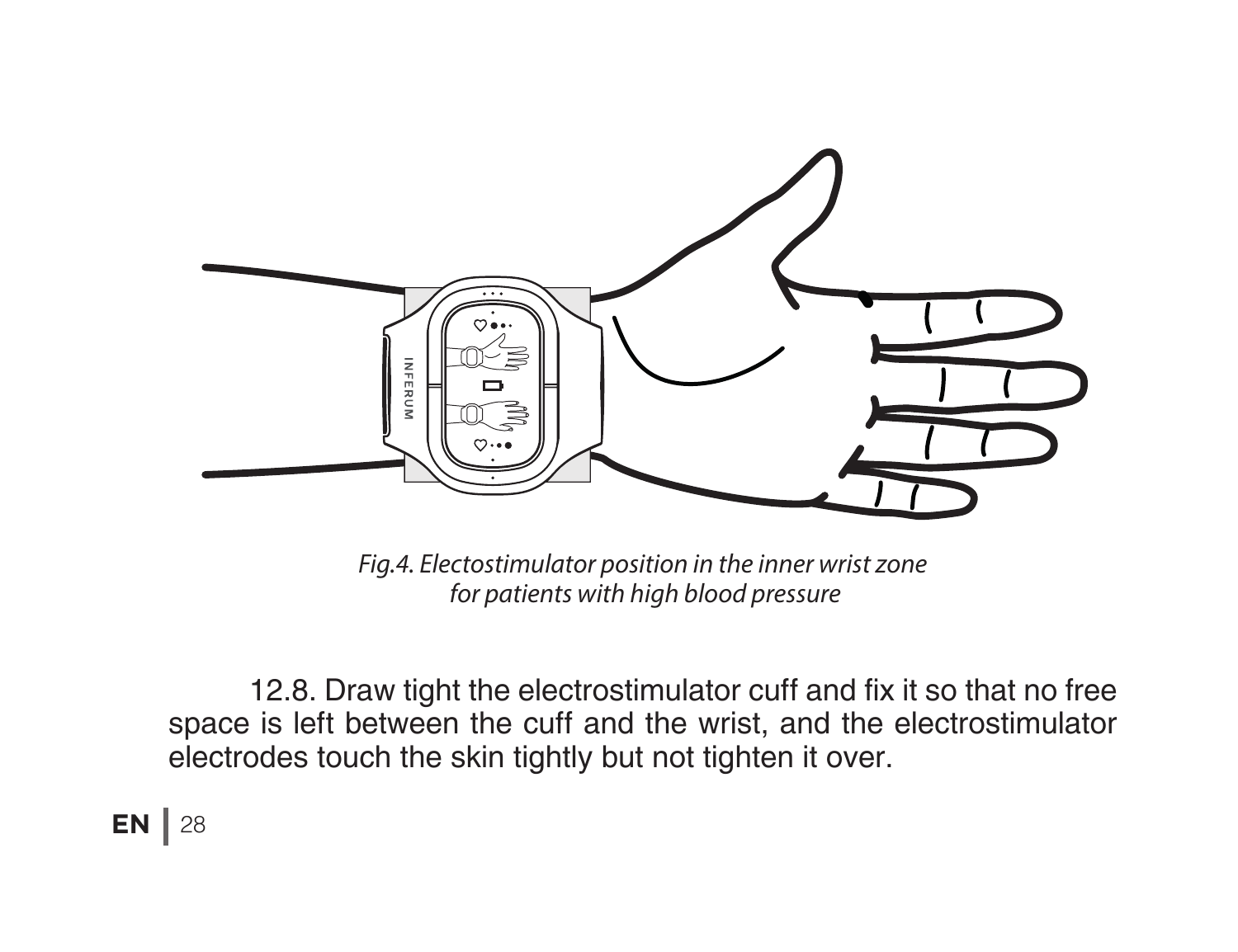*Fig.4. Electostimulator position in the inner wrist zone for patients with high blood pressure*

12.8. Draw tight the electrostimulator cuff and fix it so that no free space is left between the cuff and the wrist, and the electrostimulator electrodes touch the skin tightly but not tighten it over.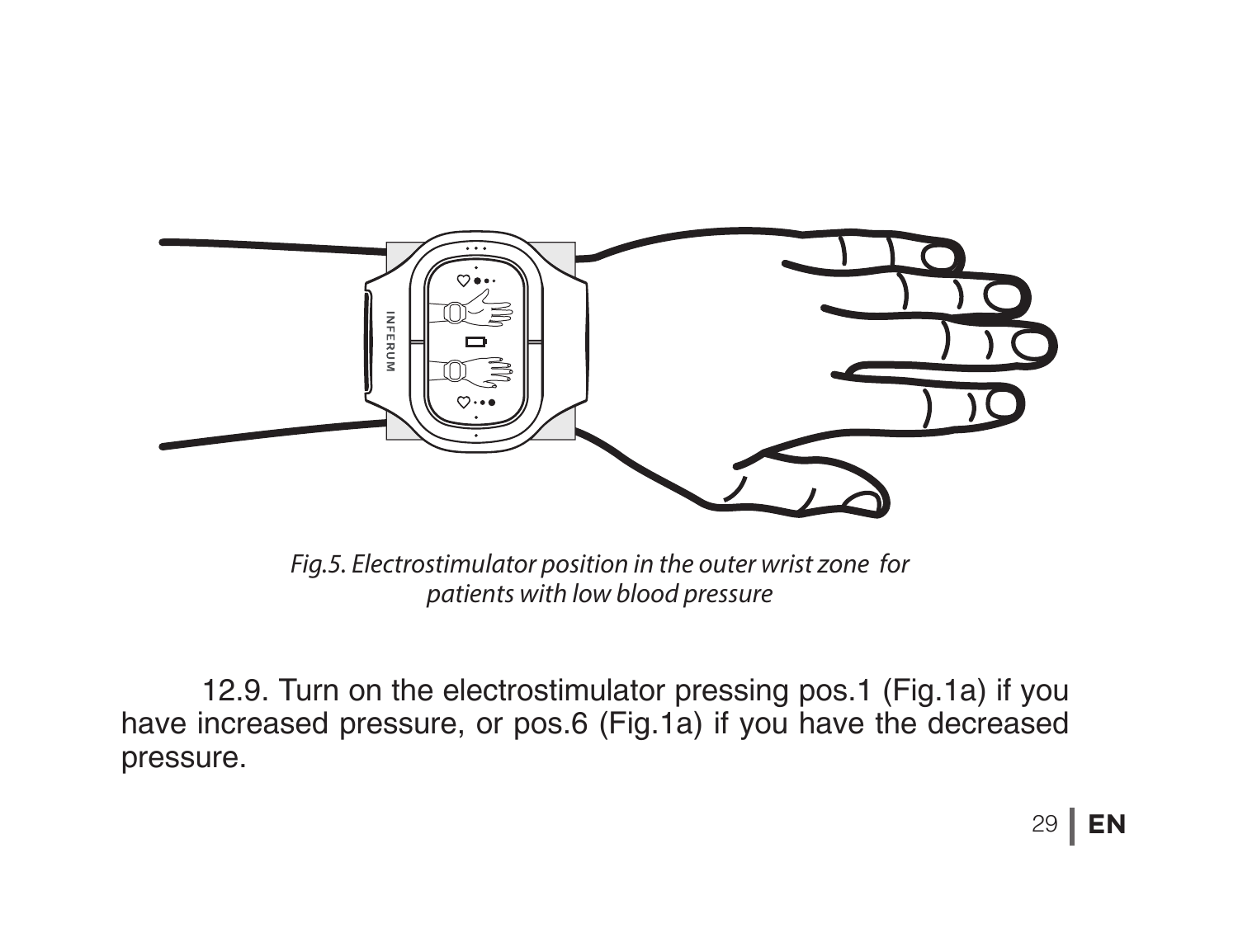*Fig.5. Electrostimulator position in the outer wrist zone for patients with low blood pressure*

12.9. Turn on the electrostimulator pressing pos.1 (Fig.1a) if you have increased pressure, or pos.6 (Fig.1a) if you have the decreased pressure.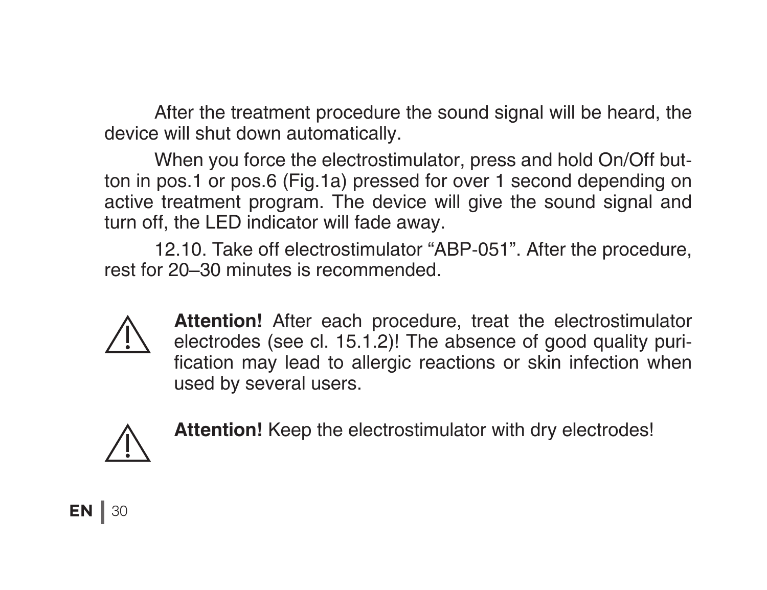After the treatment procedure the sound signal will be heard, the device will shut down automatically.

When you force the electrostimulator, press and hold On/Off button in pos.1 or pos.6 (Fig.1a) pressed for over 1 second depending on active treatment program. The device will give the sound signal and turn off, the LED indicator will fade away.

12.10. Take off electrostimulator “ABP-051”. After the procedure, rest for 20–30 minutes is recommended.

⚠ **Attention!** After each procedure, treat the electrostimulator electrodes (see cl. 15.1.2)! The absence of good quality purification may lead to allergic reactions or skin infection when used by several users.

⚠ **Attention!** Keep the electrostimulator with dry electrodes!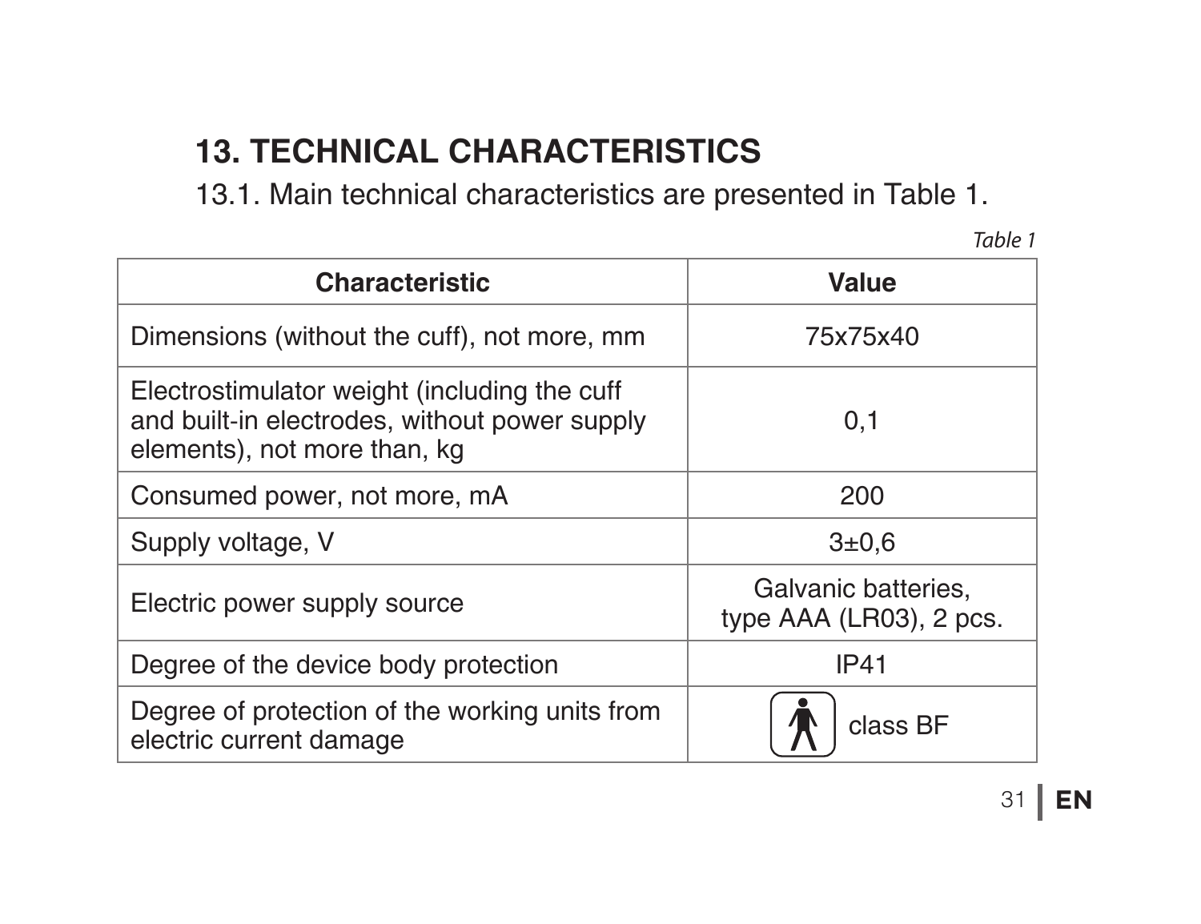## 13. TECHNICAL CHARACTERISTICS

13.1. Main technical characteristics are presented in Table 1.

*Table 1*

| Characteristic | Value |
|---|---|
| Dimensions (without the cuff), not more, mm | 75x75x40 |
| Electrostimulator weight (including the cuff and built-in electrodes, without power supply elements), not more than, kg | 0,1 |
| Consumed power, not more, mA | 200 |
| Supply voltage, V | 3±0,6 |
| Electric power supply source | Galvanic batteries, type AAA (LR03), 2 pcs. |
| Degree of the device body protection | IP41 |
| Degree of protection of the working units from electric current damage | class BF |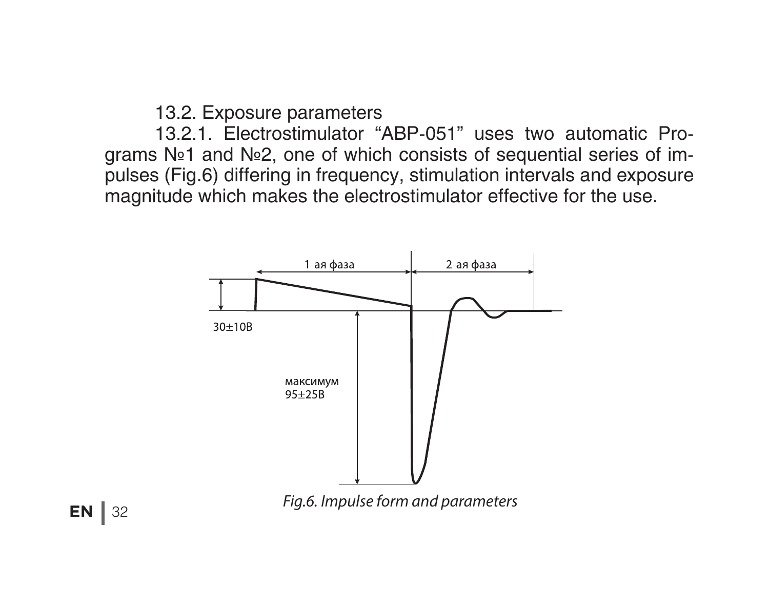13.2. Exposure parameters

13.2.1. Electrostimulator “ABP-051” uses two automatic Programs №1 and №2, one of which consists of sequential series of impulses (Fig.6) differing in frequency, stimulation intervals and exposure magnitude which makes the electrostimulator effective for the use.

1-ая фаза

2-ая фаза

30±10В

максимум
95±25В

*Fig.6. Impulse form and parameters*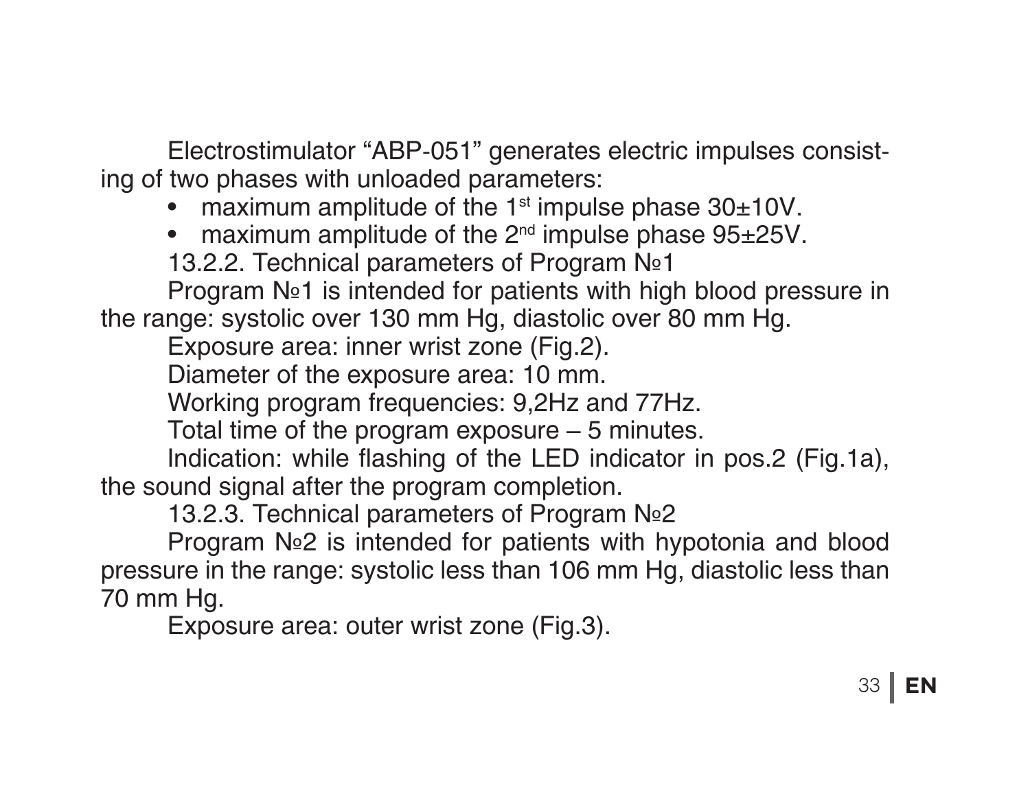Electrostimulator "ABP-051" generates electric impulses consisting of two phases with unloaded parameters:

- maximum amplitude of the 1st impulse phase 30±10V.
- maximum amplitude of the 2nd impulse phase 95±25V.

13.2.2. Technical parameters of Program №1

Program №1 is intended for patients with high blood pressure in the range: systolic over 130 mm Hg, diastolic over 80 mm Hg.

Exposure area: inner wrist zone (Fig.2).

Diameter of the exposure area: 10 mm.

Working program frequencies: 9,2Hz and 77Hz.

Total time of the program exposure – 5 minutes.

Indication: while flashing of the LED indicator in pos.2 (Fig.1a), the sound signal after the program completion.

13.2.3. Technical parameters of Program №2

Program №2 is intended for patients with hypotonia and blood pressure in the range: systolic less than 106 mm Hg, diastolic less than 70 mm Hg.

Exposure area: outer wrist zone (Fig.3).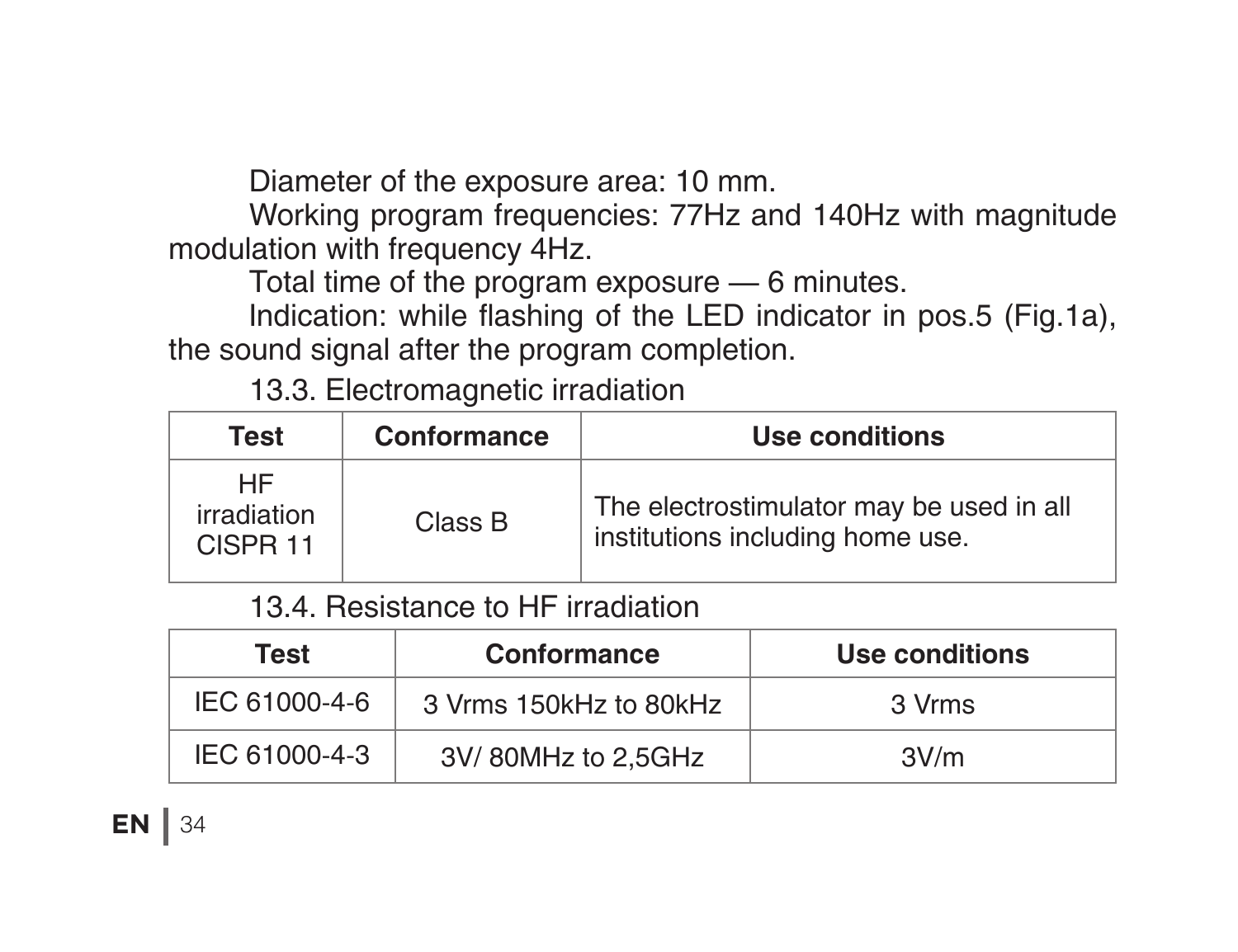Diameter of the exposure area: 10 mm.

Working program frequencies: 77Hz and 140Hz with magnitude modulation with frequency 4Hz.

Total time of the program exposure — 6 minutes.

Indication: while flashing of the LED indicator in pos.5 (Fig.1a), the sound signal after the program completion.

### 13.3. Electromagnetic irradiation

| Test | Conformance | Use conditions |
|---|---|---|
| HF irradiation CISPR 11 | Class B | The electrostimulator may be used in all institutions including home use. |

### 13.4. Resistance to HF irradiation

| Test | Conformance | Use conditions |
|---|---|---|
| IEC 61000-4-6 | 3 Vrms 150kHz to 80kHz | 3 Vrms |
| IEC 61000-4-3 | 3V/ 80MHz to 2,5GHz | 3V/m |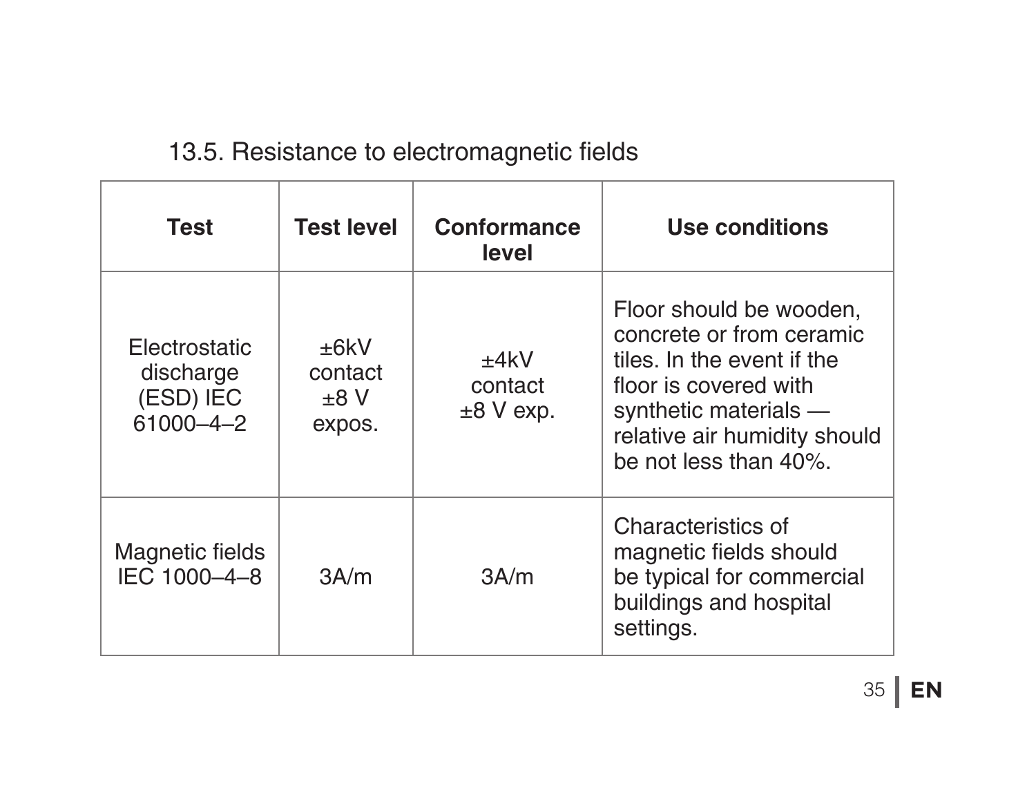## 13.5. Resistance to electromagnetic fields

| Test | Test level | Conformance level | Use conditions |
| --- | --- | --- | --- |
| Electrostatic discharge (ESD) IEC 61000–4–2 | ±6kV contact ±8 V expos. | ±4kV contact ±8 V exp. | Floor should be wooden, concrete or from ceramic tiles. In the event if the floor is covered with synthetic materials — relative air humidity should be not less than 40%. |
| Magnetic fields IEC 1000–4–8 | 3A/m | 3A/m | Characteristics of magnetic fields should be typical for commercial buildings and hospital settings. |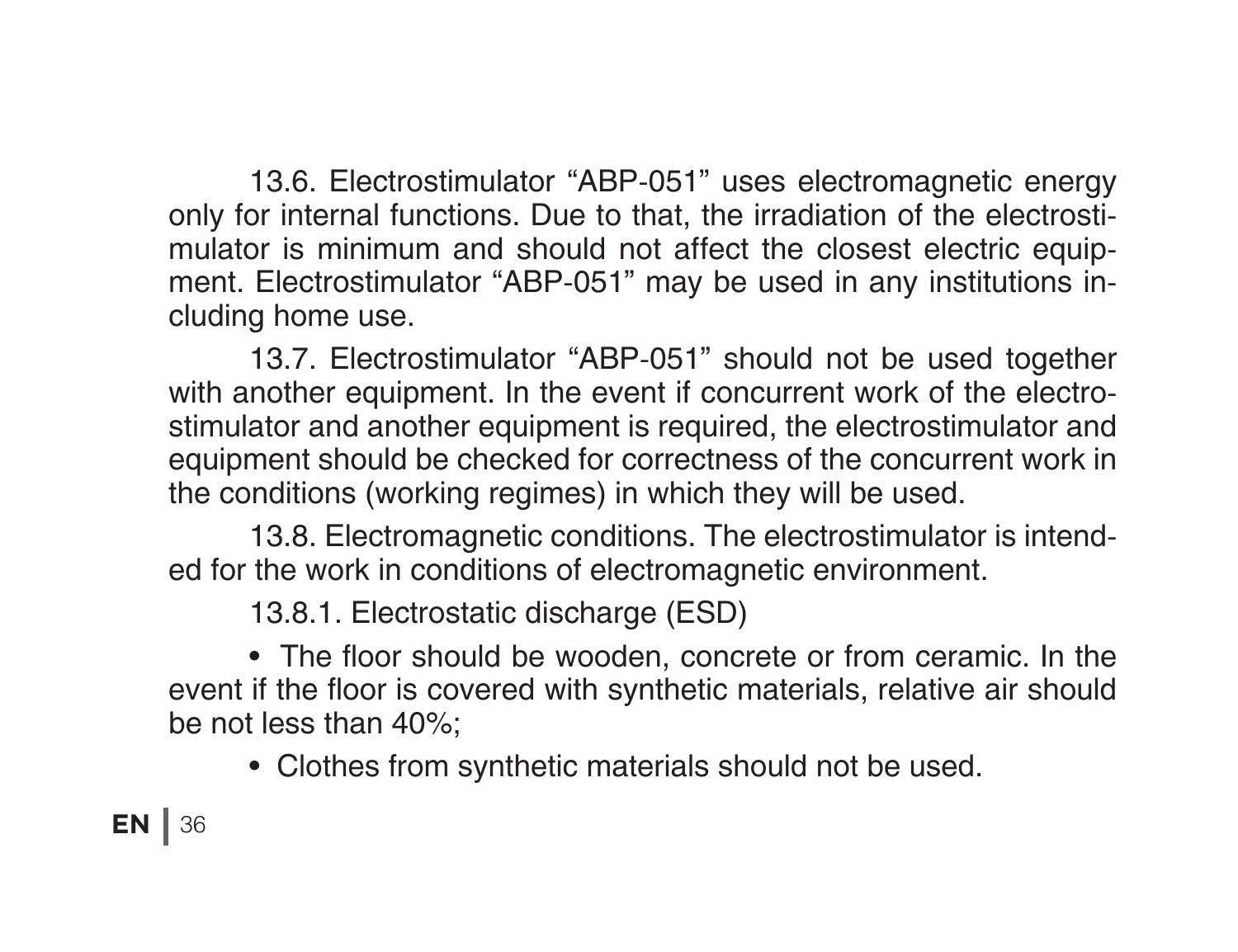13.6. Electrostimulator “ABP-051” uses electromagnetic energy only for internal functions. Due to that, the irradiation of the electrostimulator is minimum and should not affect the closest electric equipment. Electrostimulator “ABP-051” may be used in any institutions including home use.

13.7. Electrostimulator “ABP-051” should not be used together with another equipment. In the event if concurrent work of the electrostimulator and another equipment is required, the electrostimulator and equipment should be checked for correctness of the concurrent work in the conditions (working regimes) in which they will be used.

13.8. Electromagnetic conditions. The electrostimulator is intended for the work in conditions of electromagnetic environment.

13.8.1. Electrostatic discharge (ESD)

- The floor should be wooden, concrete or from ceramic. In the event if the floor is covered with synthetic materials, relative air should be not less than 40%;
- Clothes from synthetic materials should not be used.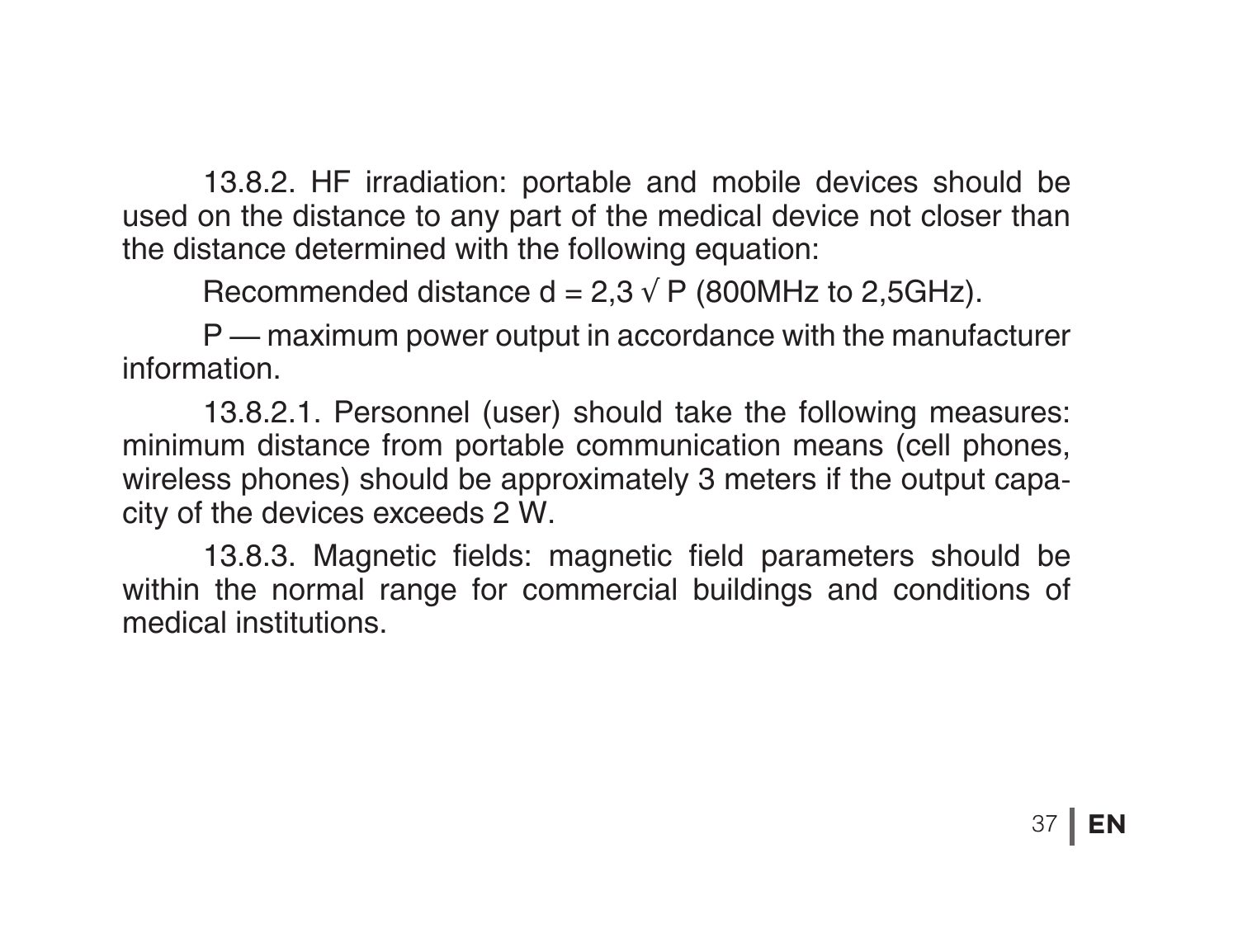13.8.2. HF irradiation: portable and mobile devices should be used on the distance to any part of the medical device not closer than the distance determined with the following equation:

Recommended distance $d = 2{,}3 \sqrt{P}$ (800MHz to 2,5GHz).

P — maximum power output in accordance with the manufacturer information.

13.8.2.1. Personnel (user) should take the following measures: minimum distance from portable communication means (cell phones, wireless phones) should be approximately 3 meters if the output capacity of the devices exceeds 2 W.

13.8.3. Magnetic fields: magnetic field parameters should be within the normal range for commercial buildings and conditions of medical institutions.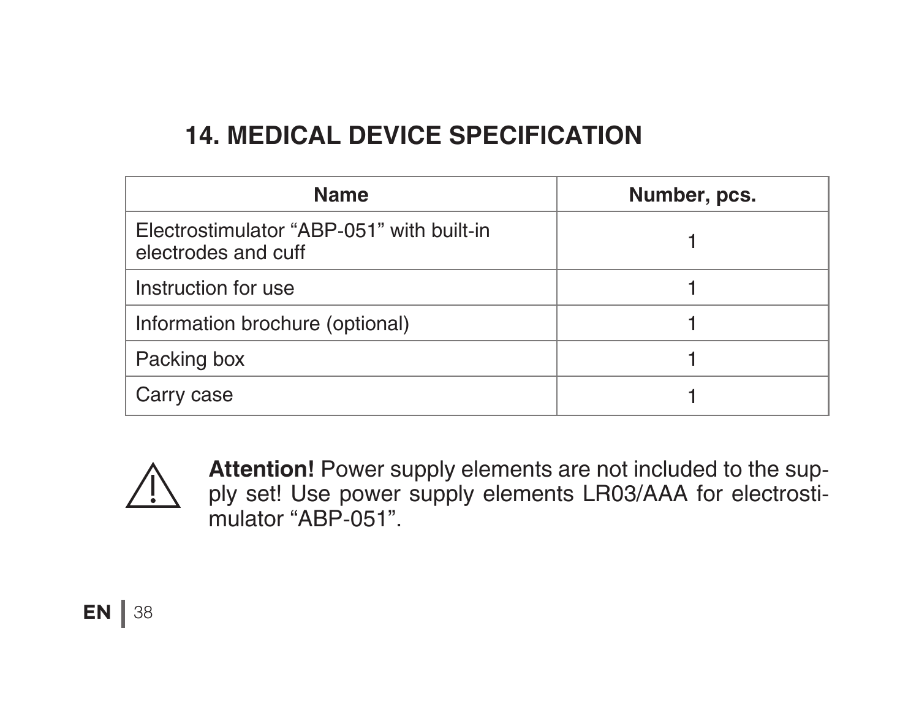## 14. MEDICAL DEVICE SPECIFICATION

| Name | Number, pcs. |
|---|---|
| Electrostimulator “ABP-051” with built-in electrodes and cuff | 1 |
| Instruction for use | 1 |
| Information brochure (optional) | 1 |
| Packing box | 1 |
| Carry case | 1 |

⚠ **Attention!** Power supply elements are not included to the supply set! Use power supply elements LR03/AAA for electrostimulator “ABP-051”.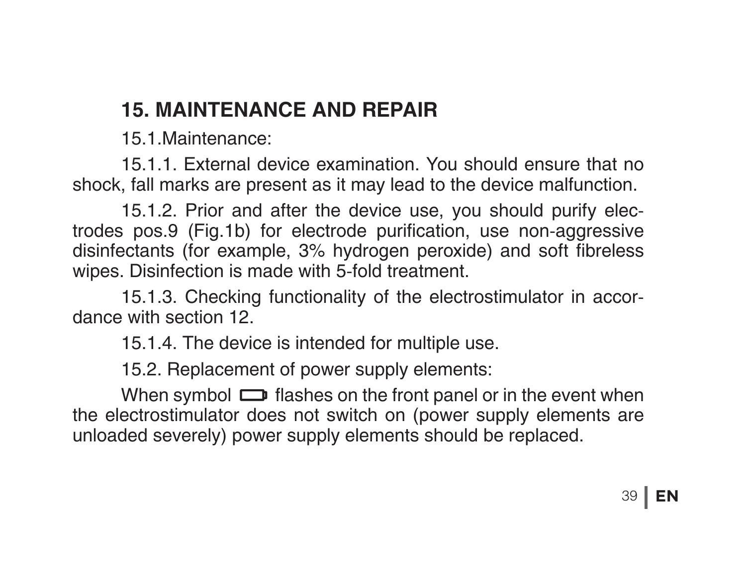## 15. MAINTENANCE AND REPAIR

15.1.Maintenance:

15.1.1. External device examination. You should ensure that no shock, fall marks are present as it may lead to the device malfunction.

15.1.2. Prior and after the device use, you should purify electrodes pos.9 (Fig.1b) for electrode purification, use non-aggressive disinfectants (for example, 3% hydrogen peroxide) and soft fibreless wipes. Disinfection is made with 5-fold treatment.

15.1.3. Checking functionality of the electrostimulator in accordance with section 12.

15.1.4. The device is intended for multiple use.

15.2. Replacement of power supply elements:

When symbol 🔋 flashes on the front panel or in the event when the electrostimulator does not switch on (power supply elements are unloaded severely) power supply elements should be replaced.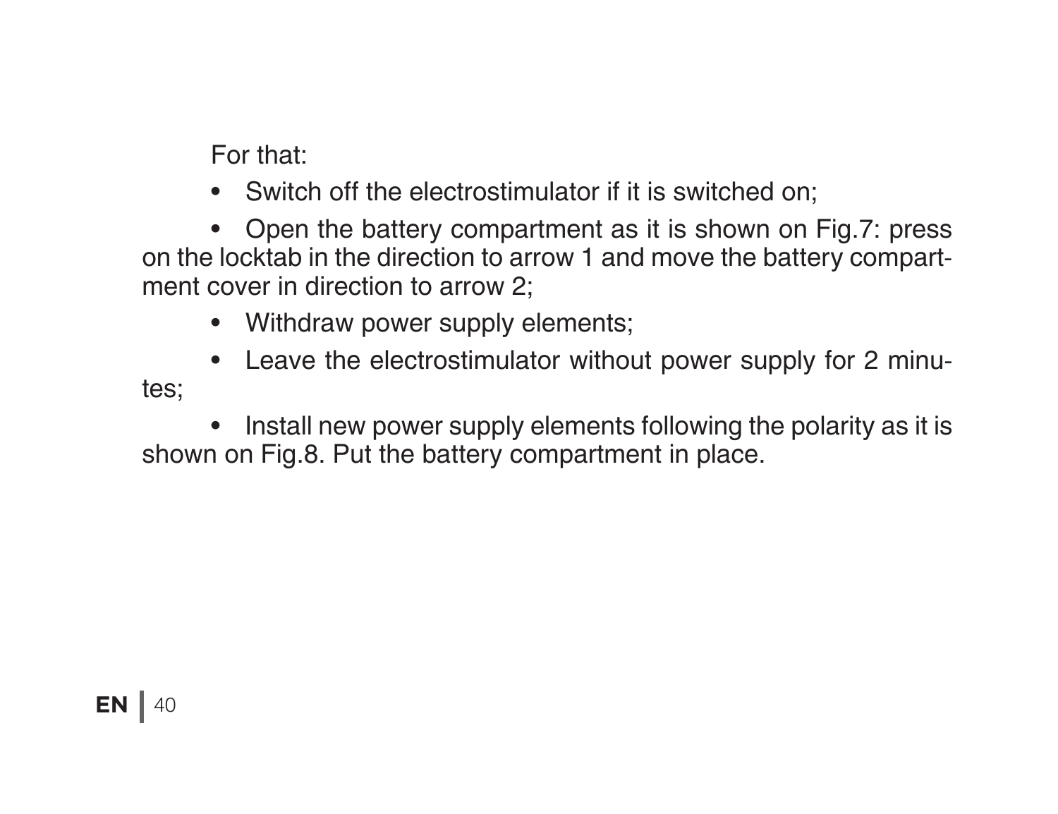For that:

- Switch off the electrostimulator if it is switched on;
- Open the battery compartment as it is shown on Fig.7: press on the locktab in the direction to arrow 1 and move the battery compartment cover in direction to arrow 2;
- Withdraw power supply elements;
- Leave the electrostimulator without power supply for 2 minutes;
- Install new power supply elements following the polarity as it is shown on Fig.8. Put the battery compartment in place.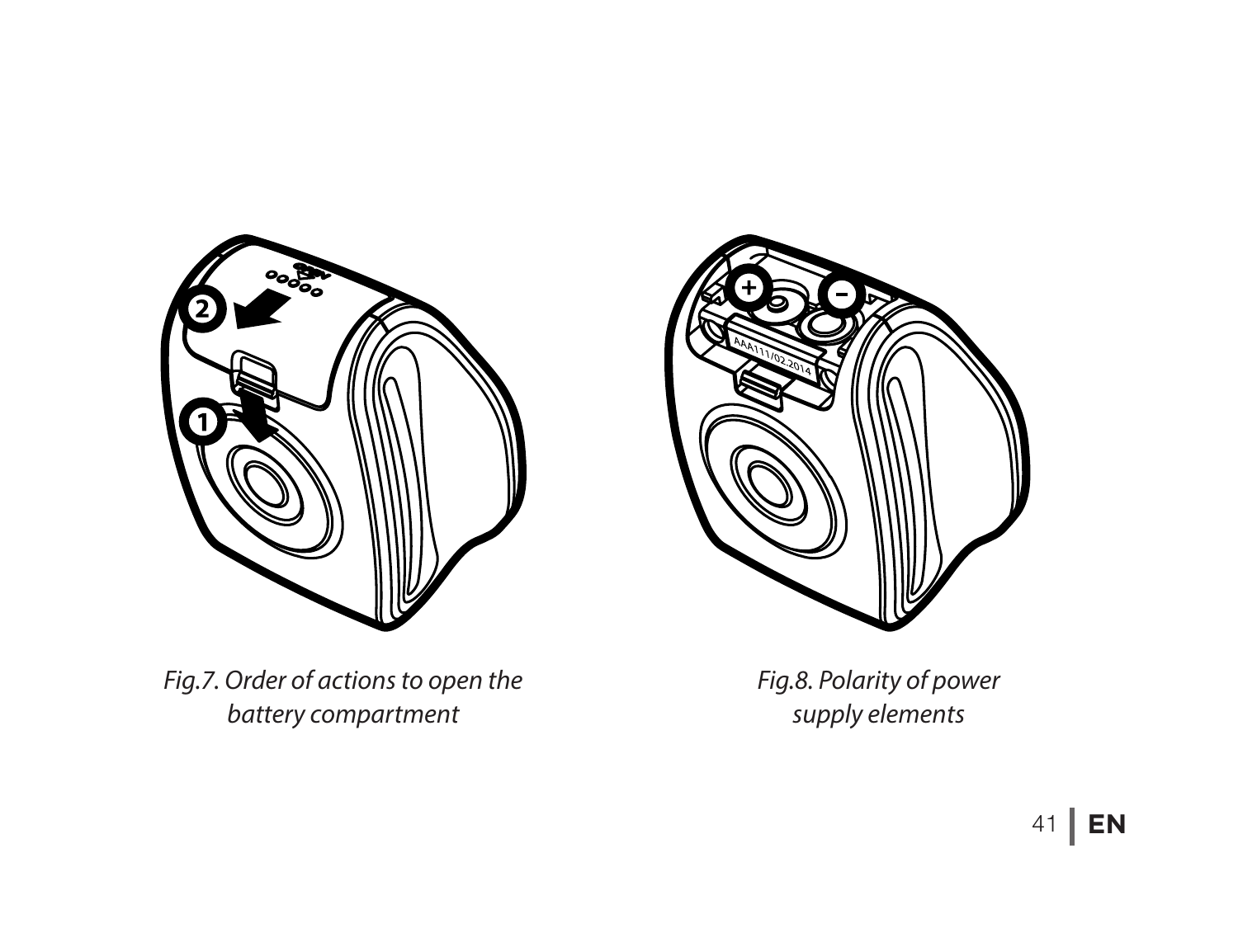*Fig.7. Order of actions to open the battery compartment*

*Fig.8. Polarity of power supply elements*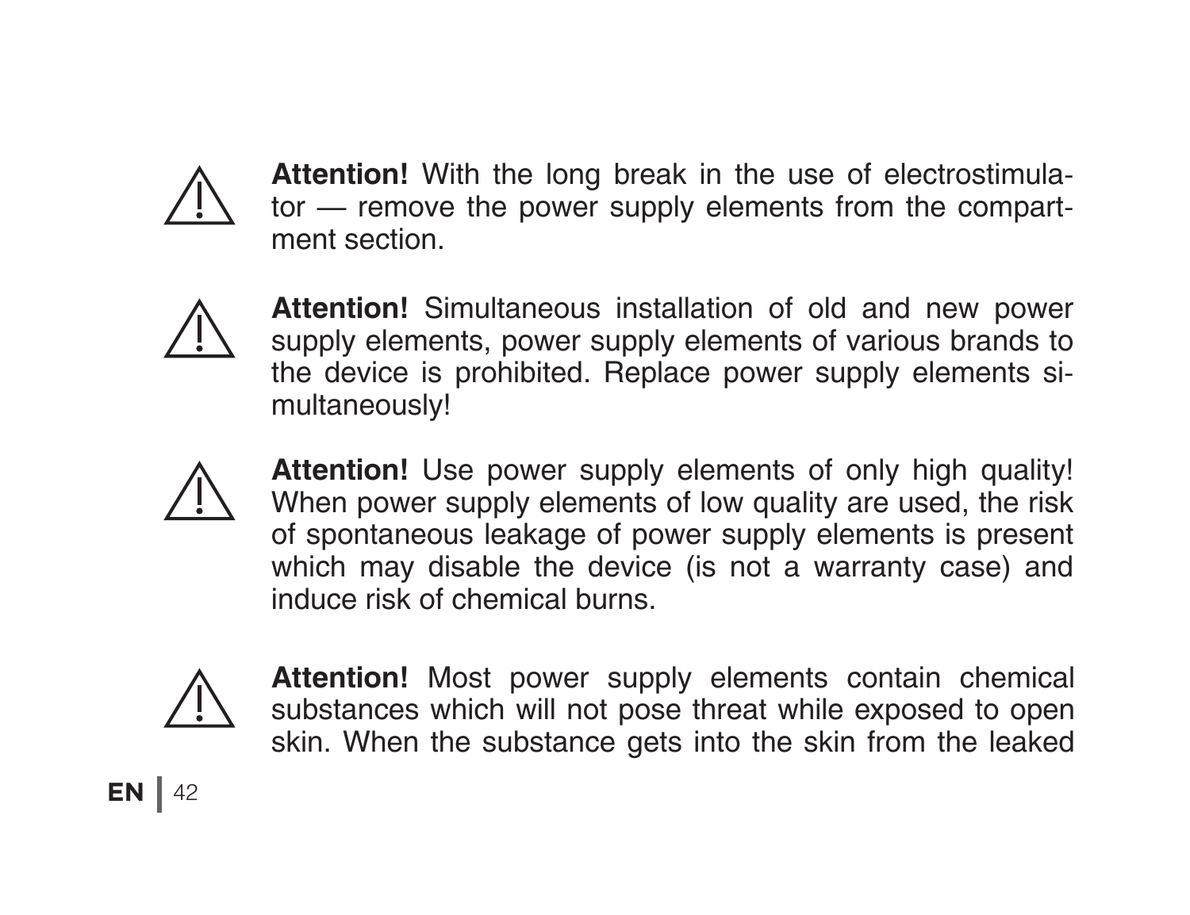⚠ **Attention!** With the long break in the use of electrostimulator — remove the power supply elements from the compartment section.

⚠ **Attention!** Simultaneous installation of old and new power supply elements, power supply elements of various brands to the device is prohibited. Replace power supply elements simultaneously!

⚠ **Attention!** Use power supply elements of only high quality! When power supply elements of low quality are used, the risk of spontaneous leakage of power supply elements is present which may disable the device (is not a warranty case) and induce risk of chemical burns.

⚠ **Attention!** Most power supply elements contain chemical substances which will not pose threat while exposed to open skin. When the substance gets into the skin from the leaked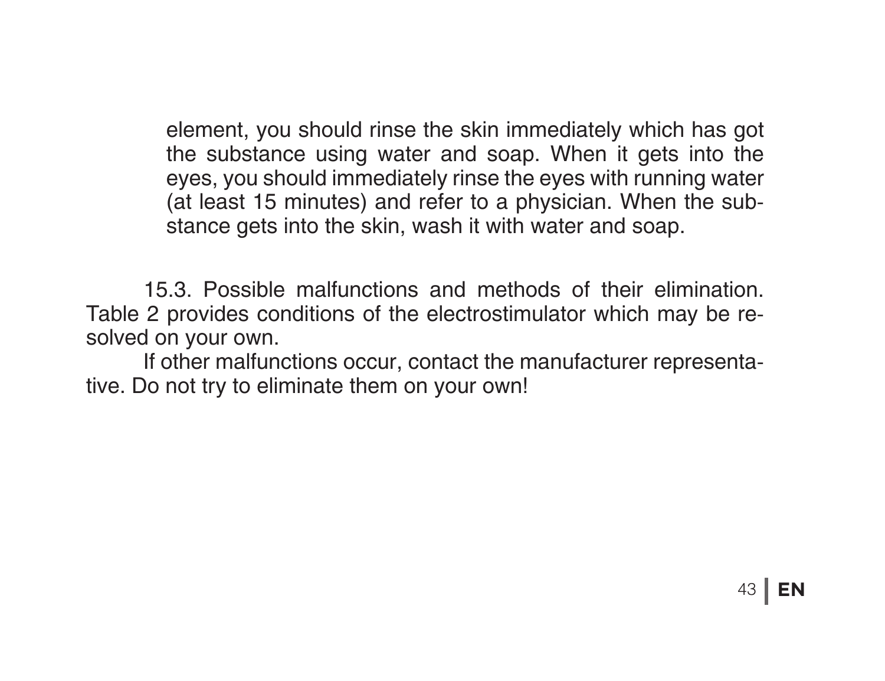element, you should rinse the skin immediately which has got the substance using water and soap. When it gets into the eyes, you should immediately rinse the eyes with running water (at least 15 minutes) and refer to a physician. When the substance gets into the skin, wash it with water and soap.

15.3. Possible malfunctions and methods of their elimination. Table 2 provides conditions of the electrostimulator which may be resolved on your own.

If other malfunctions occur, contact the manufacturer representative. Do not try to eliminate them on your own!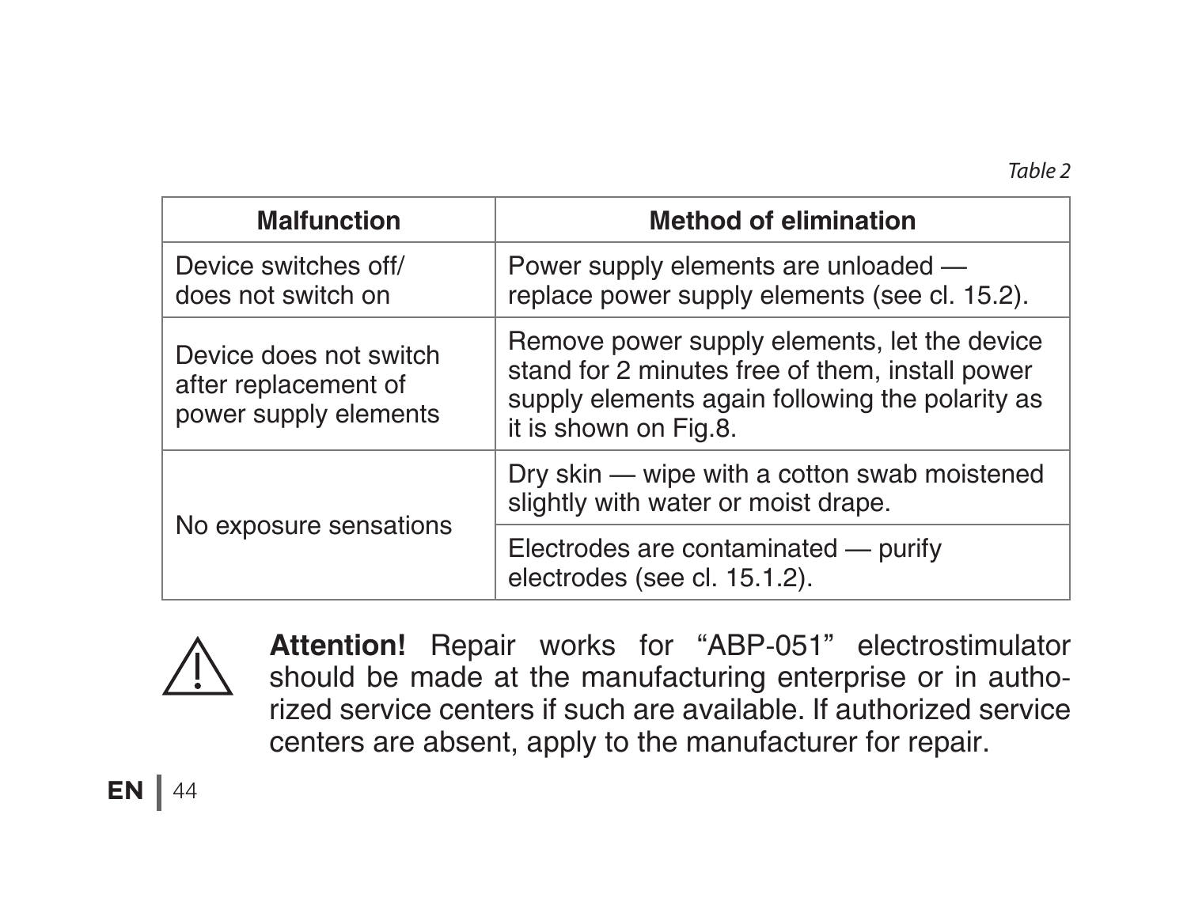*Table 2*

| Malfunction | Method of elimination |
| --- | --- |
| Device switches off/ does not switch on | Power supply elements are unloaded — replace power supply elements (see cl. 15.2). |
| Device does not switch after replacement of power supply elements | Remove power supply elements, let the device stand for 2 minutes free of them, install power supply elements again following the polarity as it is shown on Fig.8. |
| No exposure sensations | Dry skin — wipe with a cotton swab moistened slightly with water or moist drape. |
| | Electrodes are contaminated — purify electrodes (see cl. 15.1.2). |

⚠ **Attention!** Repair works for “ABP-051” electrostimulator should be made at the manufacturing enterprise or in authorized service centers if such are available. If authorized service centers are absent, apply to the manufacturer for repair.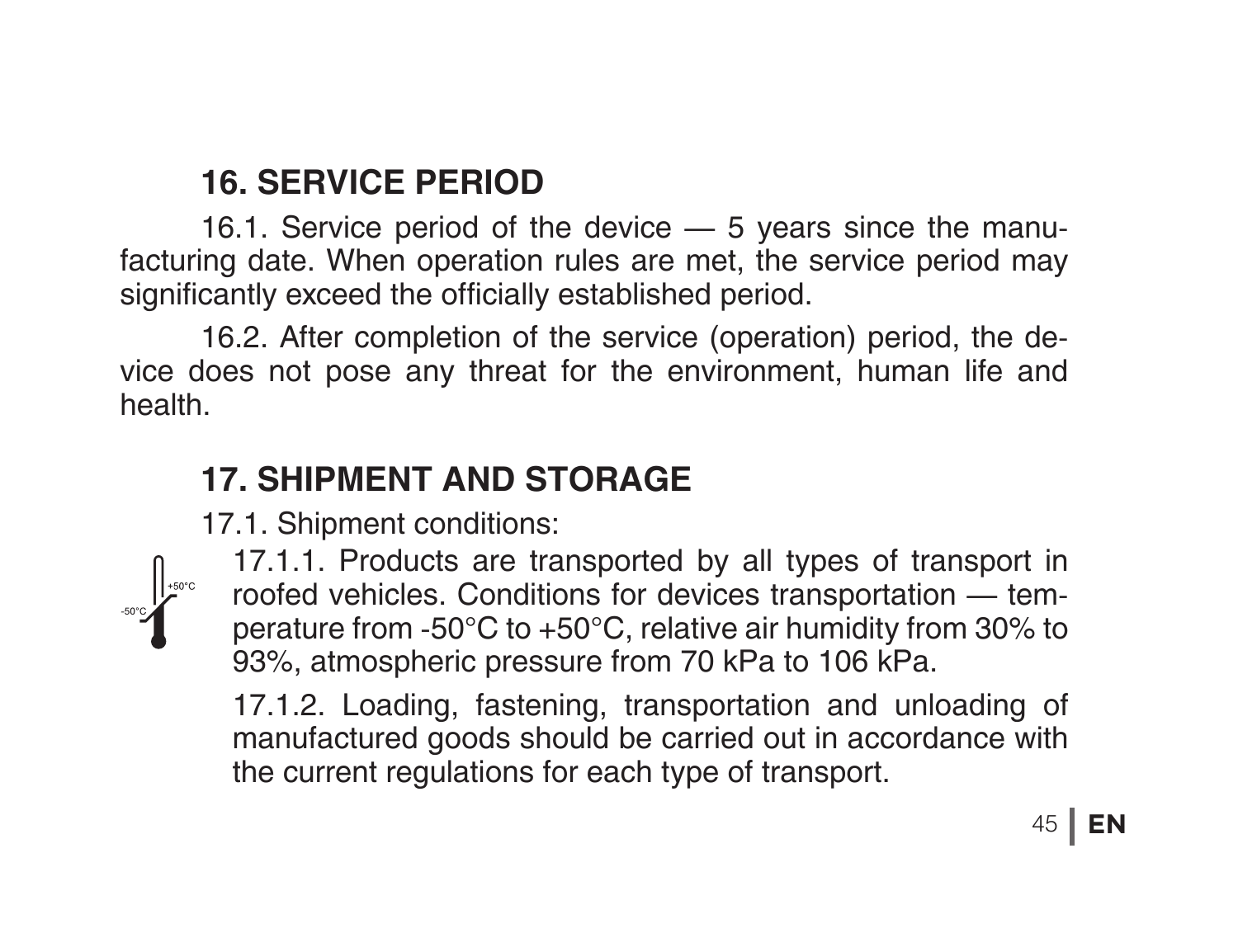## 16. SERVICE PERIOD

16.1. Service period of the device — 5 years since the manufacturing date. When operation rules are met, the service period may significantly exceed the officially established period.

16.2. After completion of the service (operation) period, the device does not pose any threat for the environment, human life and health.

## 17. SHIPMENT AND STORAGE

17.1. Shipment conditions:

17.1.1. Products are transported by all types of transport in roofed vehicles. Conditions for devices transportation — temperature from -50°C to +50°C, relative air humidity from 30% to 93%, atmospheric pressure from 70 kPa to 106 kPa.

17.1.2. Loading, fastening, transportation and unloading of manufactured goods should be carried out in accordance with the current regulations for each type of transport.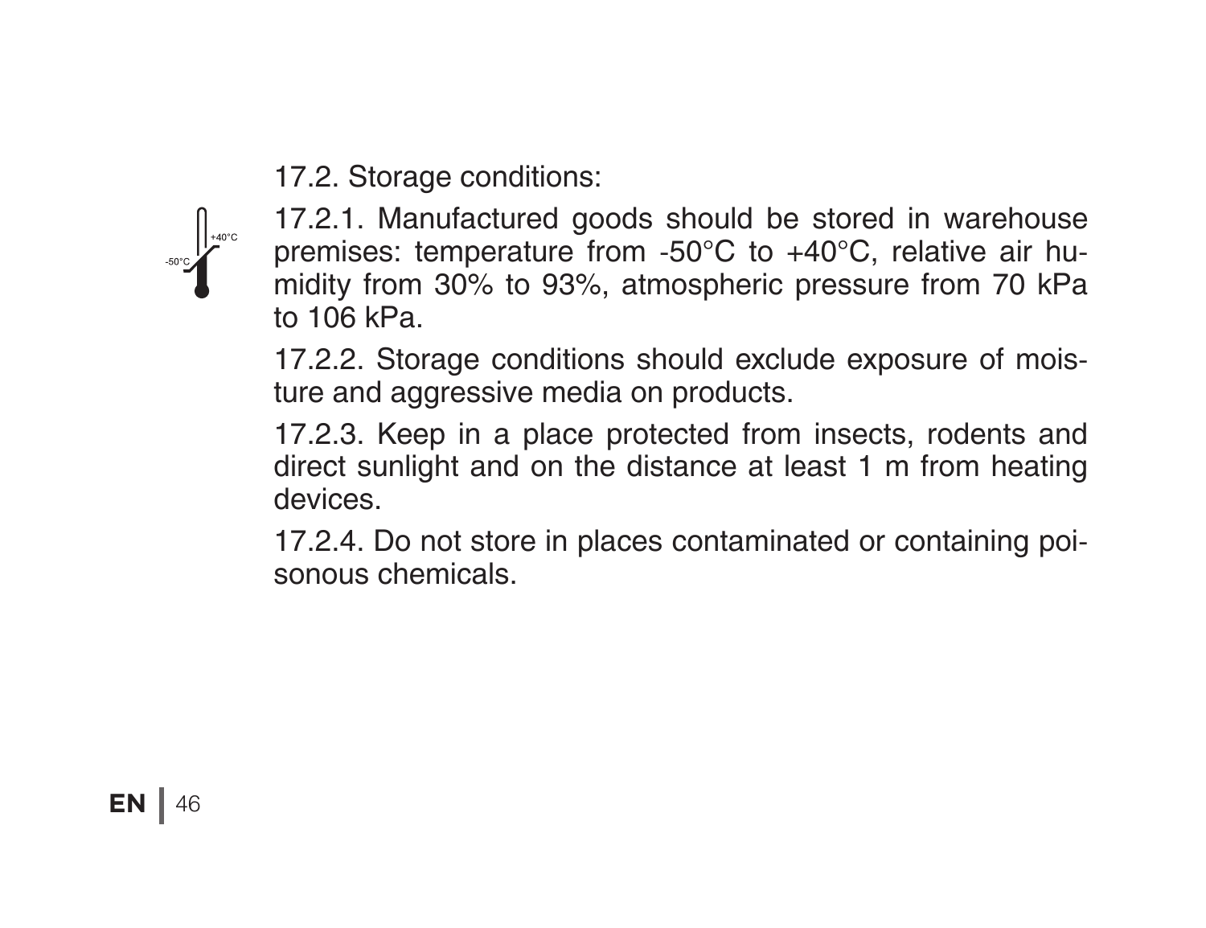17.2. Storage conditions:

17.2.1. Manufactured goods should be stored in warehouse premises: temperature from -50°C to +40°C, relative air humidity from 30% to 93%, atmospheric pressure from 70 kPa to 106 kPa.

17.2.2. Storage conditions should exclude exposure of moisture and aggressive media on products.

17.2.3. Keep in a place protected from insects, rodents and direct sunlight and on the distance at least 1 m from heating devices.

17.2.4. Do not store in places contaminated or containing poisonous chemicals.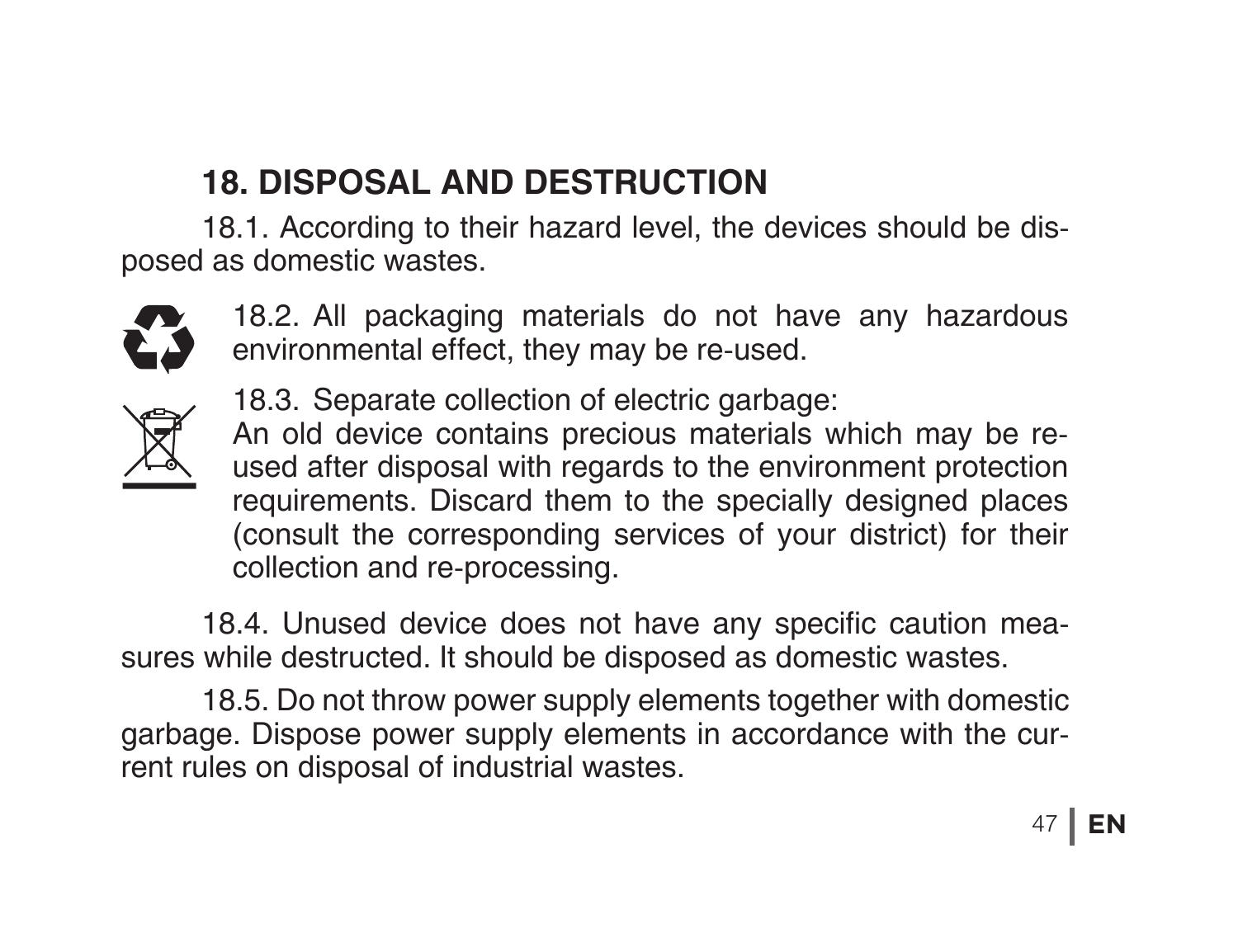## 18. DISPOSAL AND DESTRUCTION

18.1. According to their hazard level, the devices should be disposed as domestic wastes.

18.2. All packaging materials do not have any hazardous environmental effect, they may be re-used.

18.3. Separate collection of electric garbage:
An old device contains precious materials which may be re-used after disposal with regards to the environment protection requirements. Discard them to the specially designed places (consult the corresponding services of your district) for their collection and re-processing.

18.4. Unused device does not have any specific caution measures while destructed. It should be disposed as domestic wastes.

18.5. Do not throw power supply elements together with domestic garbage. Dispose power supply elements in accordance with the current rules on disposal of industrial wastes.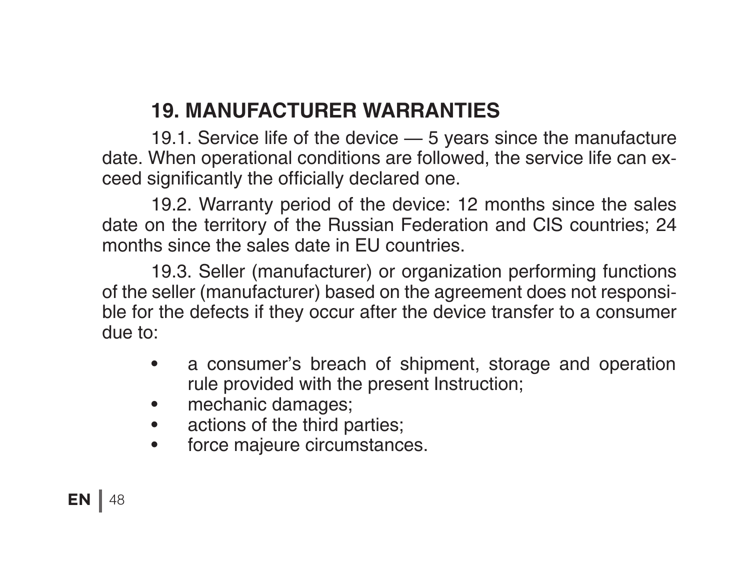## 19. MANUFACTURER WARRANTIES

19.1. Service life of the device — 5 years since the manufacture date. When operational conditions are followed, the service life can exceed significantly the officially declared one.

19.2. Warranty period of the device: 12 months since the sales date on the territory of the Russian Federation and CIS countries; 24 months since the sales date in EU countries.

19.3. Seller (manufacturer) or organization performing functions of the seller (manufacturer) based on the agreement does not responsible for the defects if they occur after the device transfer to a consumer due to:

- a consumer's breach of shipment, storage and operation rule provided with the present Instruction;
- mechanic damages;
- actions of the third parties;
- force majeure circumstances.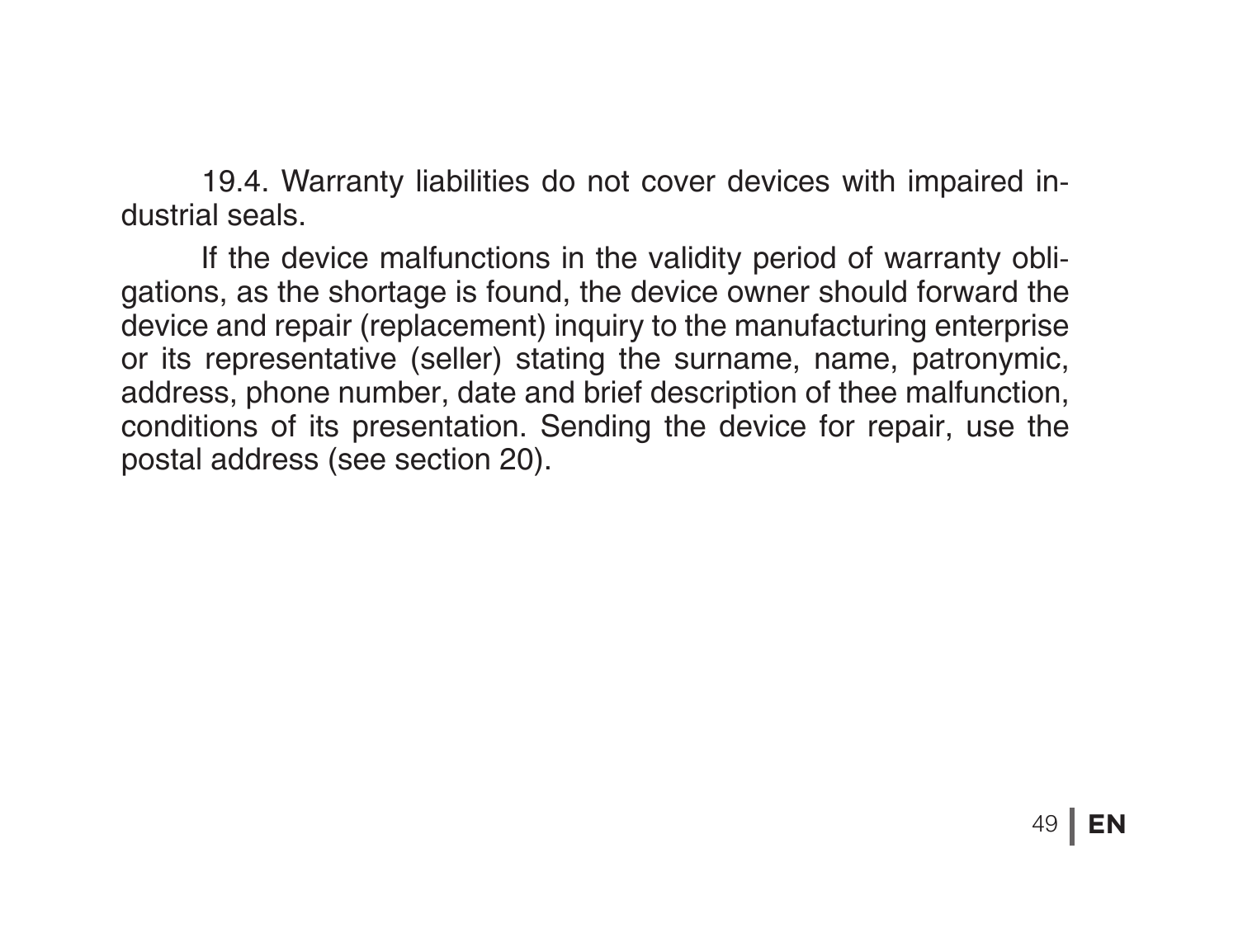19.4. Warranty liabilities do not cover devices with impaired industrial seals.

If the device malfunctions in the validity period of warranty obligations, as the shortage is found, the device owner should forward the device and repair (replacement) inquiry to the manufacturing enterprise or its representative (seller) stating the surname, name, patronymic, address, phone number, date and brief description of thee malfunction, conditions of its presentation. Sending the device for repair, use the postal address (see section 20).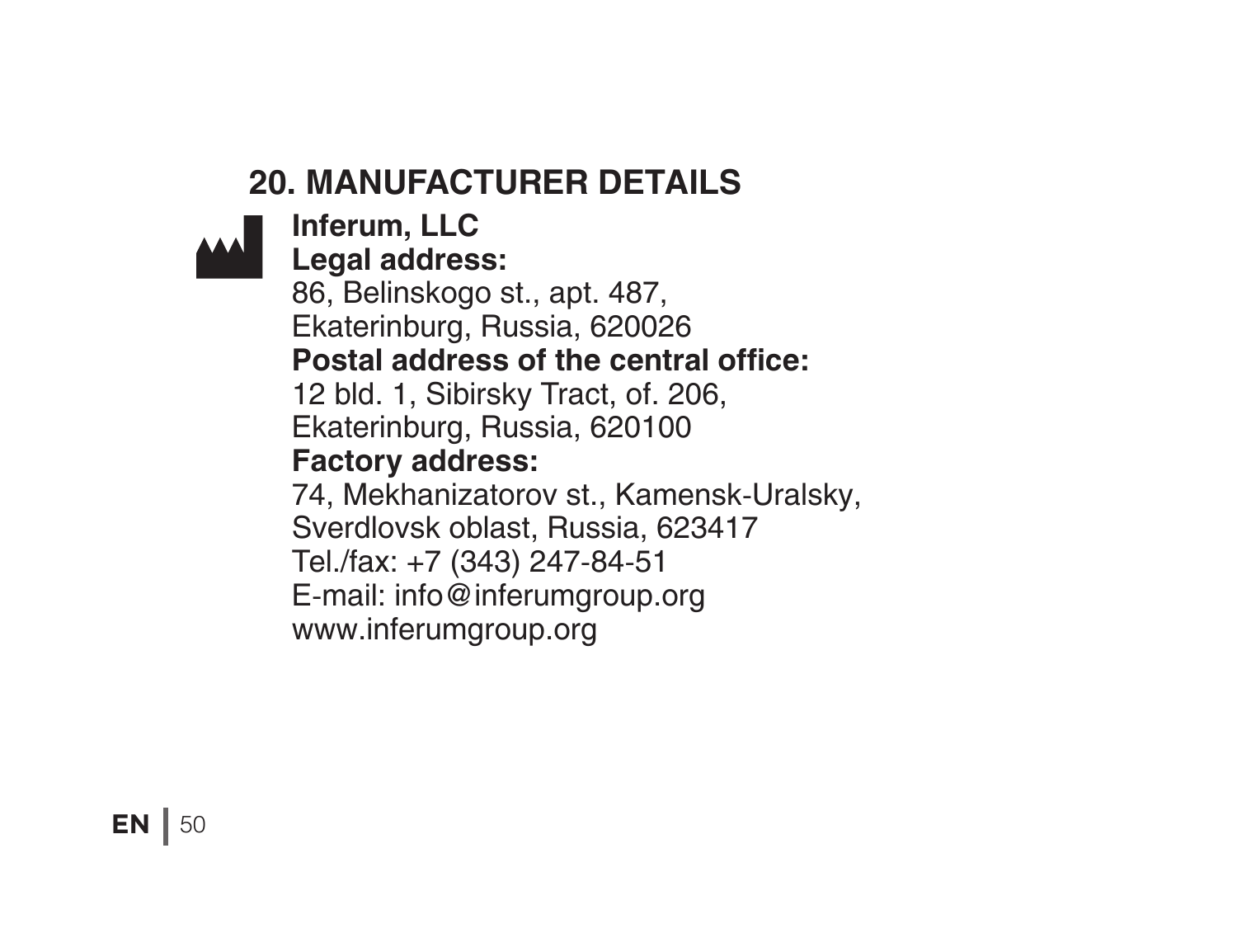## 20. MANUFACTURER DETAILS

**Inferum, LLC**
**Legal address:**
86, Belinskogo st., apt. 487,
Ekaterinburg, Russia, 620026
**Postal address of the central office:**
12 bld. 1, Sibirsky Tract, of. 206,
Ekaterinburg, Russia, 620100
**Factory address:**
74, Mekhanizatorov st., Kamensk-Uralsky,
Sverdlovsk oblast, Russia, 623417
Tel./fax: +7 (343) 247-84-51
E-mail: info@inferumgroup.org
www.inferumgroup.org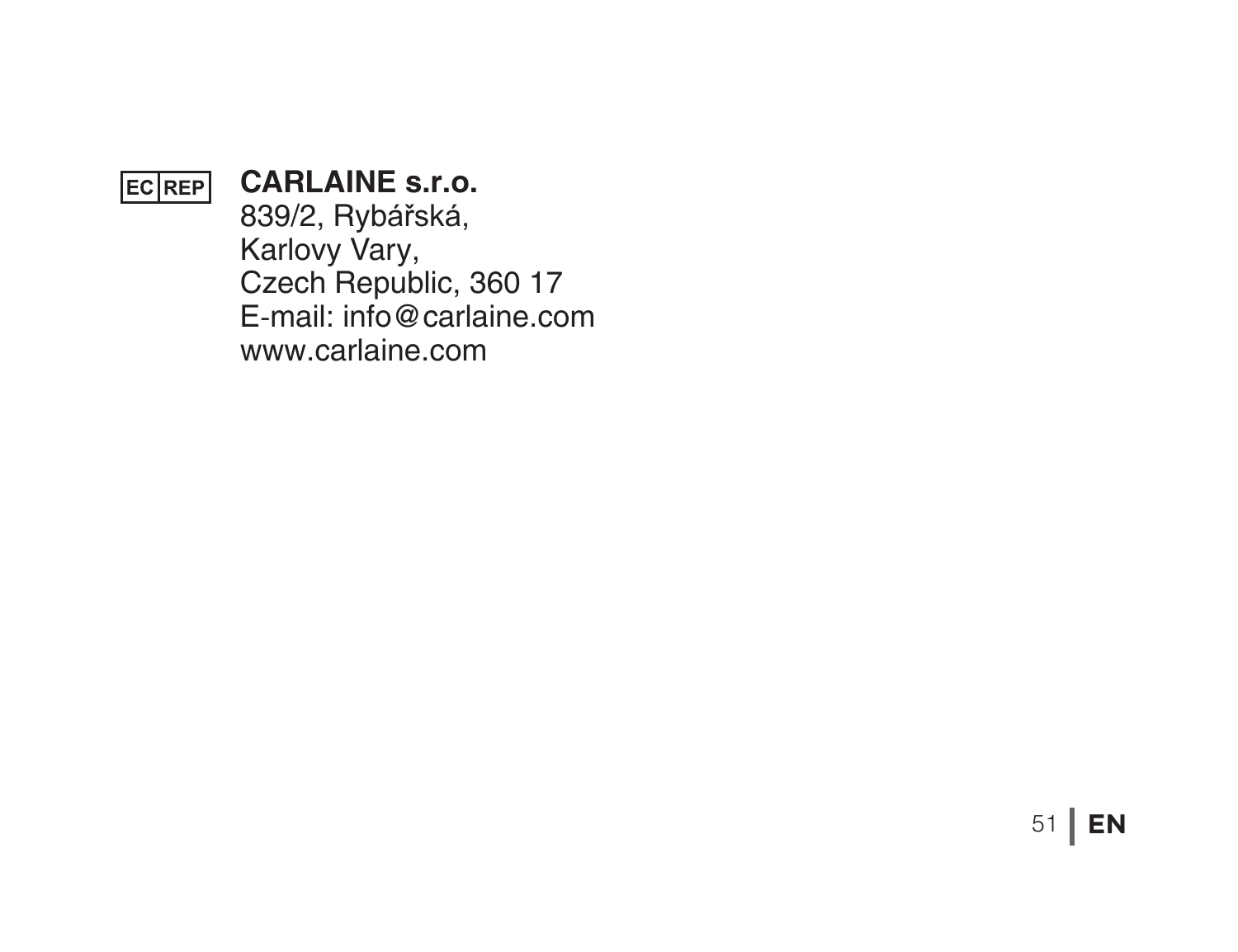EC REP

**CARLAINE s.r.o.**
839/2, Rybářská,
Karlovy Vary,
Czech Republic, 360 17
E-mail: info@carlaine.com
www.carlaine.com